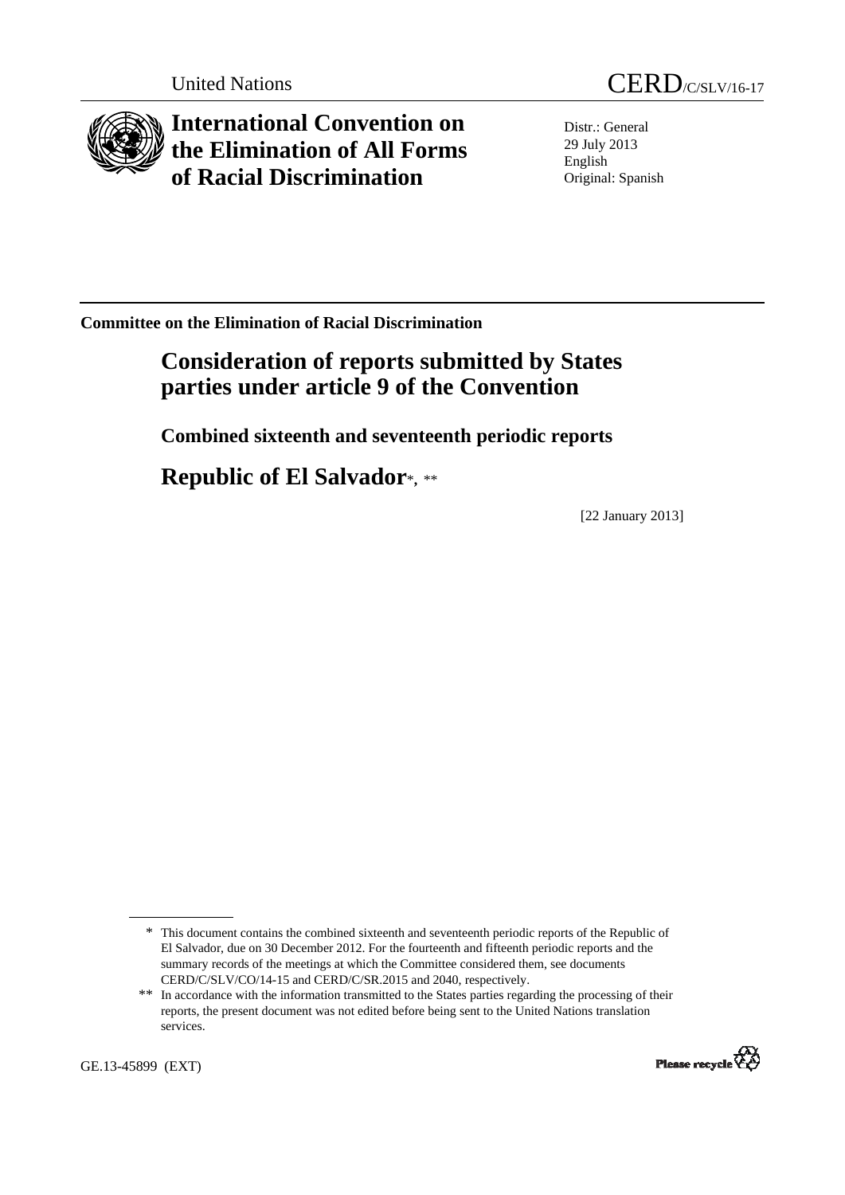United Nations

CERD/C/SLV/16-17

# International Convention on the Elimination of All Forms of Racial Discrimination

Distr.: General
29 July 2013
English
Original: Spanish

**Committee on the Elimination of Racial Discrimination**

## Consideration of reports submitted by States parties under article 9 of the Convention

### Combined sixteenth and seventeenth periodic reports

## Republic of El Salvador*, **

[22 January 2013]

---

\* This document contains the combined sixteenth and seventeenth periodic reports of the Republic of El Salvador, due on 30 December 2012. For the fourteenth and fifteenth periodic reports and the summary records of the meetings at which the Committee considered them, see documents CERD/C/SLV/CO/14-15 and CERD/C/SR.2015 and 2040, respectively.

\*\* In accordance with the information transmitted to the States parties regarding the processing of their reports, the present document was not edited before being sent to the United Nations translation services.

GE.13-45899 (EXT)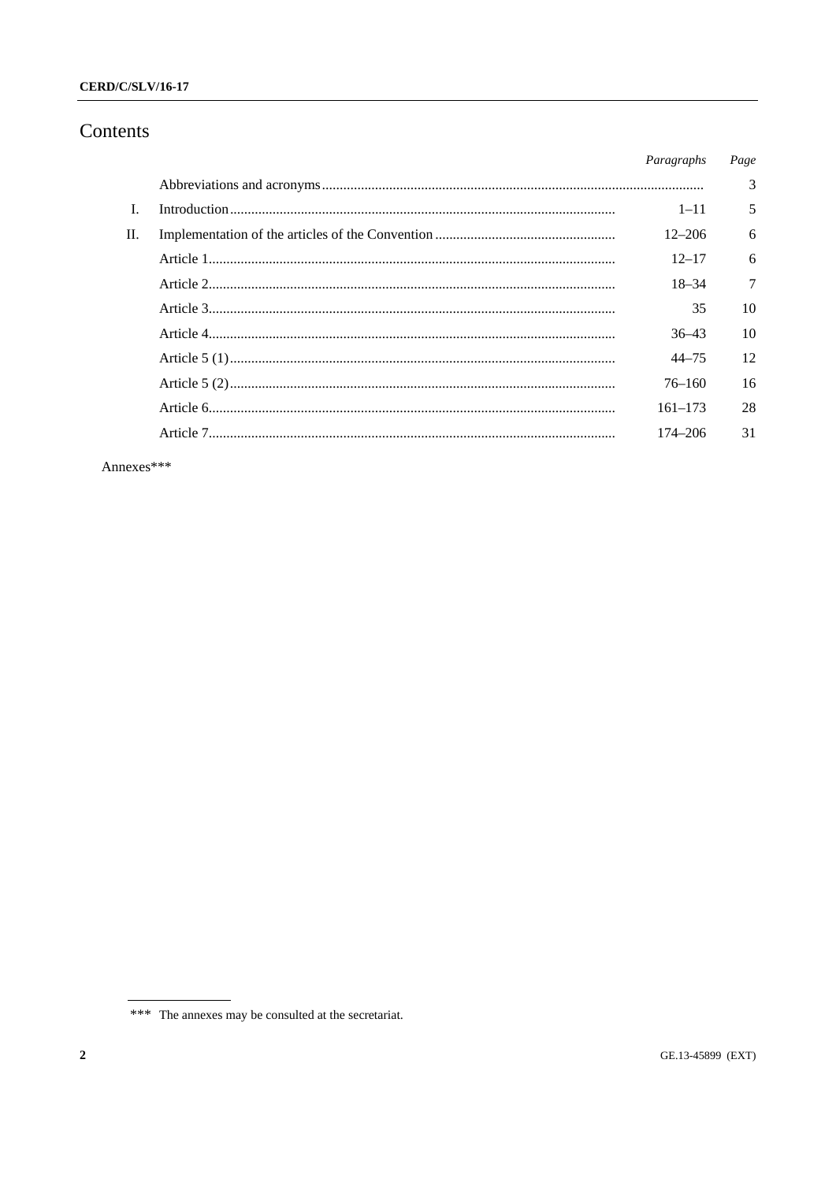# Contents

| | | *Paragraphs* | *Page* |
|---|---|---|---|
| | Abbreviations and acronyms | | 3 |
| I. | Introduction | 1–11 | 5 |
| II. | Implementation of the articles of the Convention | 12–206 | 6 |
| | Article 1 | 12–17 | 6 |
| | Article 2 | 18–34 | 7 |
| | Article 3 | 35 | 10 |
| | Article 4 | 36–43 | 10 |
| | Article 5 (1) | 44–75 | 12 |
| | Article 5 (2) | 76–160 | 16 |
| | Article 6 | 161–173 | 28 |
| | Article 7 | 174–206 | 31 |

Annexes***

*** The annexes may be consulted at the secretariat.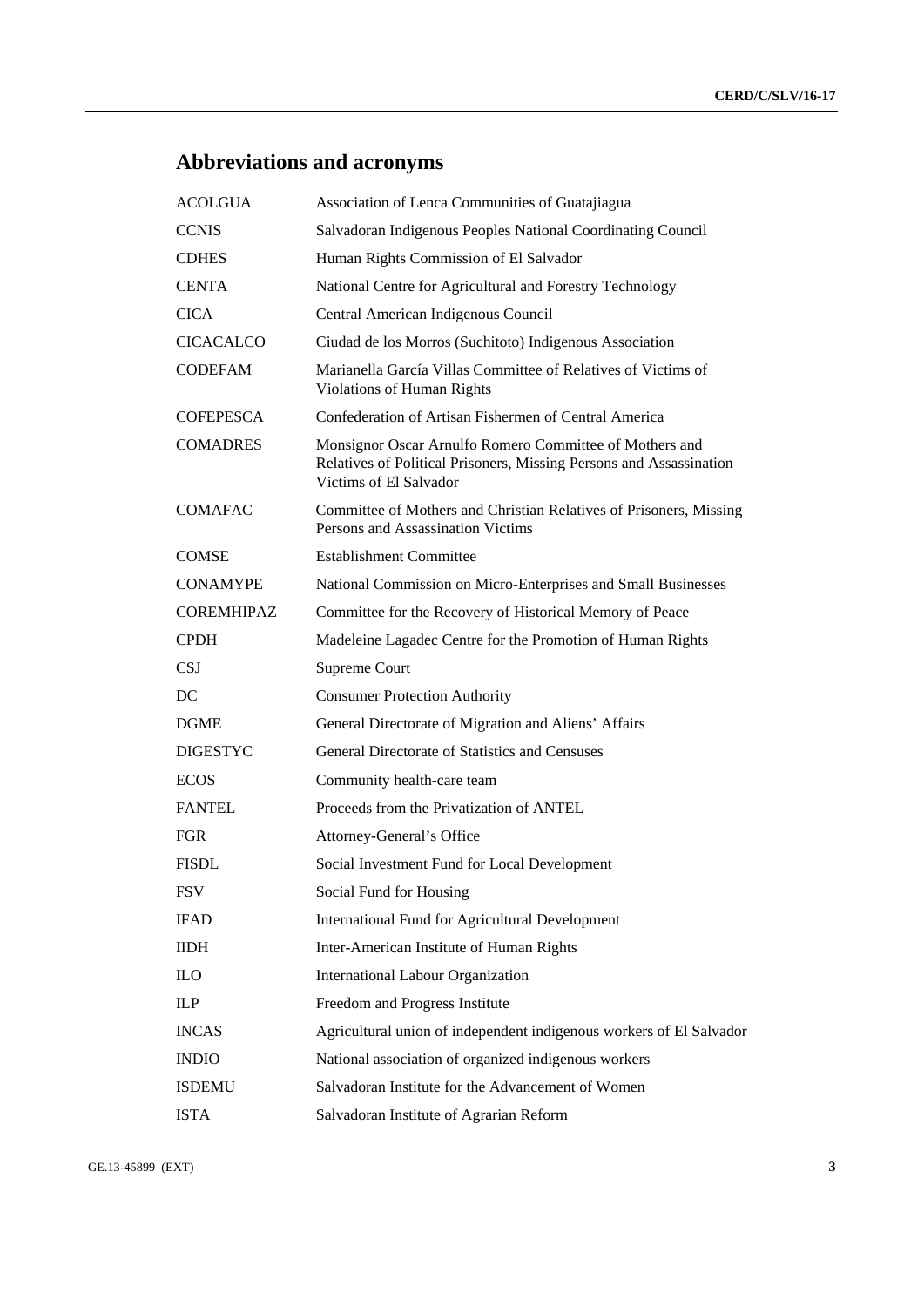# Abbreviations and acronyms

| | |
|---|---|
| ACOLGUA | Association of Lenca Communities of Guatajiagua |
| CCNIS | Salvadoran Indigenous Peoples National Coordinating Council |
| CDHES | Human Rights Commission of El Salvador |
| CENTA | National Centre for Agricultural and Forestry Technology |
| CICA | Central American Indigenous Council |
| CICACALCO | Ciudad de los Morros (Suchitoto) Indigenous Association |
| CODEFAM | Marianella García Villas Committee of Relatives of Victims of Violations of Human Rights |
| COFEPESCA | Confederation of Artisan Fishermen of Central America |
| COMADRES | Monsignor Oscar Arnulfo Romero Committee of Mothers and Relatives of Political Prisoners, Missing Persons and Assassination Victims of El Salvador |
| COMAFAC | Committee of Mothers and Christian Relatives of Prisoners, Missing Persons and Assassination Victims |
| COMSE | Establishment Committee |
| CONAMYPE | National Commission on Micro-Enterprises and Small Businesses |
| COREMHIPAZ | Committee for the Recovery of Historical Memory of Peace |
| CPDH | Madeleine Lagadec Centre for the Promotion of Human Rights |
| CSJ | Supreme Court |
| DC | Consumer Protection Authority |
| DGME | General Directorate of Migration and Aliens' Affairs |
| DIGESTYC | General Directorate of Statistics and Censuses |
| ECOS | Community health-care team |
| FANTEL | Proceeds from the Privatization of ANTEL |
| FGR | Attorney-General's Office |
| FISDL | Social Investment Fund for Local Development |
| FSV | Social Fund for Housing |
| IFAD | International Fund for Agricultural Development |
| IIDH | Inter-American Institute of Human Rights |
| ILO | International Labour Organization |
| ILP | Freedom and Progress Institute |
| INCAS | Agricultural union of independent indigenous workers of El Salvador |
| INDIO | National association of organized indigenous workers |
| ISDEMU | Salvadoran Institute for the Advancement of Women |
| ISTA | Salvadoran Institute of Agrarian Reform |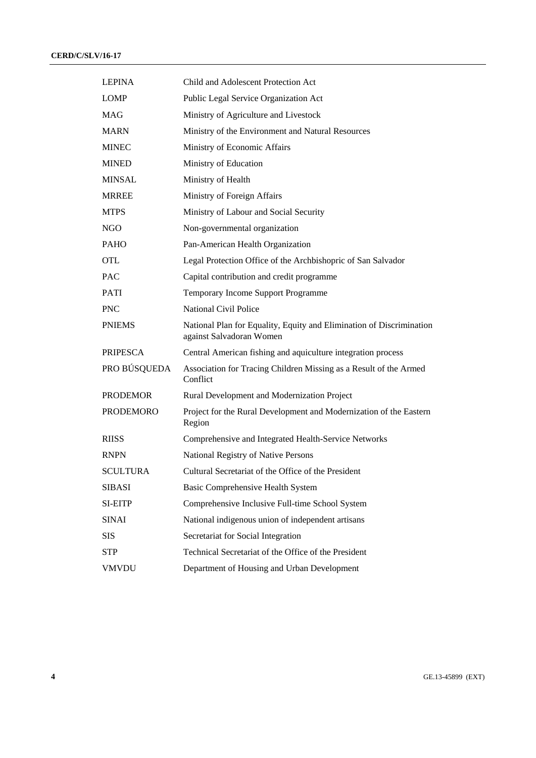| | |
|---|---|
| LEPINA | Child and Adolescent Protection Act |
| LOMP | Public Legal Service Organization Act |
| MAG | Ministry of Agriculture and Livestock |
| MARN | Ministry of the Environment and Natural Resources |
| MINEC | Ministry of Economic Affairs |
| MINED | Ministry of Education |
| MINSAL | Ministry of Health |
| MRREE | Ministry of Foreign Affairs |
| MTPS | Ministry of Labour and Social Security |
| NGO | Non-governmental organization |
| PAHO | Pan-American Health Organization |
| OTL | Legal Protection Office of the Archbishopric of San Salvador |
| PAC | Capital contribution and credit programme |
| PATI | Temporary Income Support Programme |
| PNC | National Civil Police |
| PNIEMS | National Plan for Equality, Equity and Elimination of Discrimination against Salvadoran Women |
| PRIPESCA | Central American fishing and aquiculture integration process |
| PRO BÚSQUEDA | Association for Tracing Children Missing as a Result of the Armed Conflict |
| PRODEMOR | Rural Development and Modernization Project |
| PRODEMORO | Project for the Rural Development and Modernization of the Eastern Region |
| RIISS | Comprehensive and Integrated Health-Service Networks |
| RNPN | National Registry of Native Persons |
| SCULTURA | Cultural Secretariat of the Office of the President |
| SIBASI | Basic Comprehensive Health System |
| SI-EITP | Comprehensive Inclusive Full-time School System |
| SINAI | National indigenous union of independent artisans |
| SIS | Secretariat for Social Integration |
| STP | Technical Secretariat of the Office of the President |
| VMVDU | Department of Housing and Urban Development |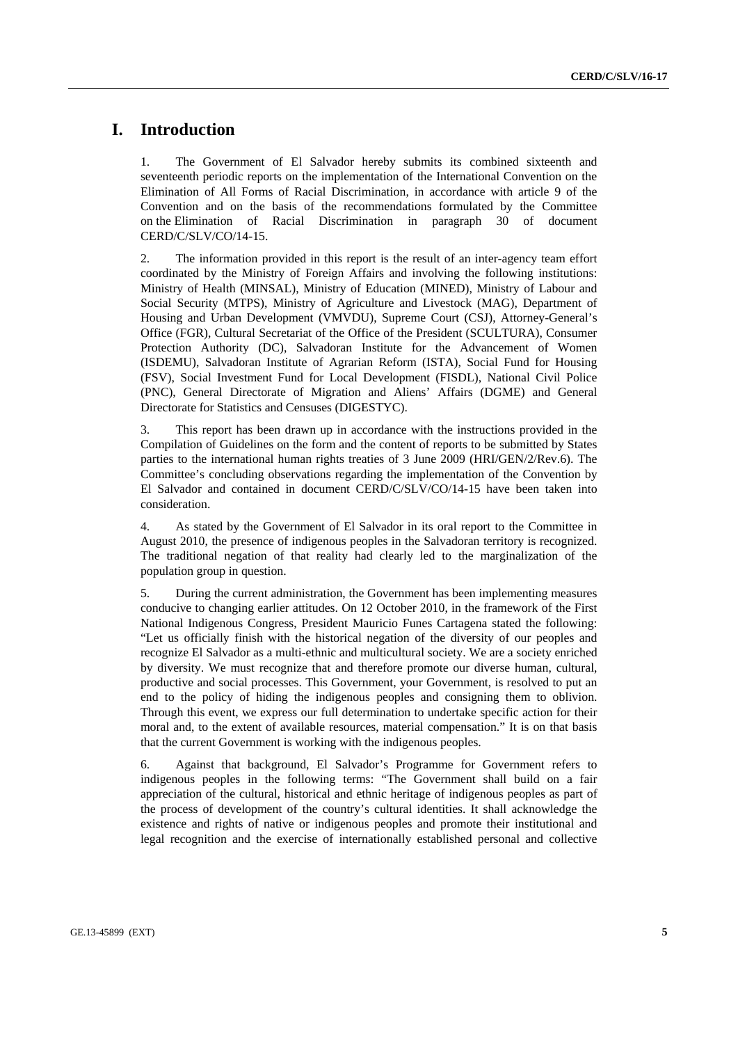# I. Introduction

1. The Government of El Salvador hereby submits its combined sixteenth and seventeenth periodic reports on the implementation of the International Convention on the Elimination of All Forms of Racial Discrimination, in accordance with article 9 of the Convention and on the basis of the recommendations formulated by the Committee on the Elimination of Racial Discrimination in paragraph 30 of document CERD/C/SLV/CO/14-15.

2. The information provided in this report is the result of an inter-agency team effort coordinated by the Ministry of Foreign Affairs and involving the following institutions: Ministry of Health (MINSAL), Ministry of Education (MINED), Ministry of Labour and Social Security (MTPS), Ministry of Agriculture and Livestock (MAG), Department of Housing and Urban Development (VMVDU), Supreme Court (CSJ), Attorney-General's Office (FGR), Cultural Secretariat of the Office of the President (SCULTURA), Consumer Protection Authority (DC), Salvadoran Institute for the Advancement of Women (ISDEMU), Salvadoran Institute of Agrarian Reform (ISTA), Social Fund for Housing (FSV), Social Investment Fund for Local Development (FISDL), National Civil Police (PNC), General Directorate of Migration and Aliens' Affairs (DGME) and General Directorate for Statistics and Censuses (DIGESTYC).

3. This report has been drawn up in accordance with the instructions provided in the Compilation of Guidelines on the form and the content of reports to be submitted by States parties to the international human rights treaties of 3 June 2009 (HRI/GEN/2/Rev.6). The Committee's concluding observations regarding the implementation of the Convention by El Salvador and contained in document CERD/C/SLV/CO/14-15 have been taken into consideration.

4. As stated by the Government of El Salvador in its oral report to the Committee in August 2010, the presence of indigenous peoples in the Salvadoran territory is recognized. The traditional negation of that reality had clearly led to the marginalization of the population group in question.

5. During the current administration, the Government has been implementing measures conducive to changing earlier attitudes. On 12 October 2010, in the framework of the First National Indigenous Congress, President Mauricio Funes Cartagena stated the following: "Let us officially finish with the historical negation of the diversity of our peoples and recognize El Salvador as a multi-ethnic and multicultural society. We are a society enriched by diversity. We must recognize that and therefore promote our diverse human, cultural, productive and social processes. This Government, your Government, is resolved to put an end to the policy of hiding the indigenous peoples and consigning them to oblivion. Through this event, we express our full determination to undertake specific action for their moral and, to the extent of available resources, material compensation." It is on that basis that the current Government is working with the indigenous peoples.

6. Against that background, El Salvador's Programme for Government refers to indigenous peoples in the following terms: "The Government shall build on a fair appreciation of the cultural, historical and ethnic heritage of indigenous peoples as part of the process of development of the country's cultural identities. It shall acknowledge the existence and rights of native or indigenous peoples and promote their institutional and legal recognition and the exercise of internationally established personal and collective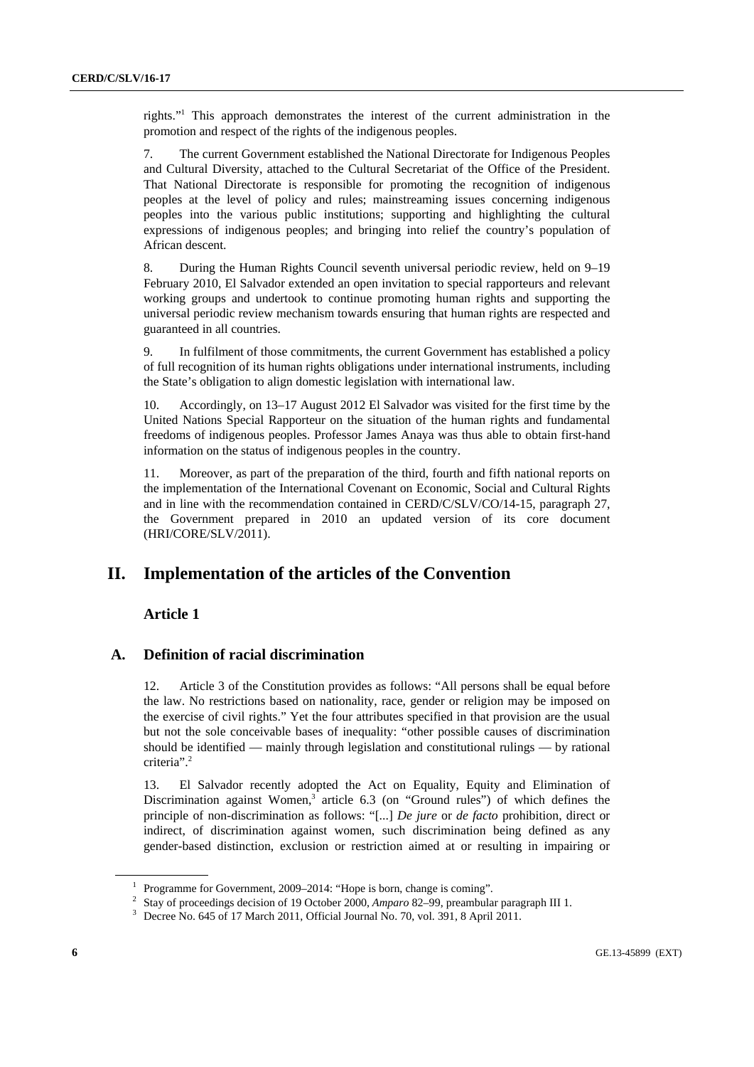rights."[1] This approach demonstrates the interest of the current administration in the promotion and respect of the rights of the indigenous peoples.

7. The current Government established the National Directorate for Indigenous Peoples and Cultural Diversity, attached to the Cultural Secretariat of the Office of the President. That National Directorate is responsible for promoting the recognition of indigenous peoples at the level of policy and rules; mainstreaming issues concerning indigenous peoples into the various public institutions; supporting and highlighting the cultural expressions of indigenous peoples; and bringing into relief the country's population of African descent.

8. During the Human Rights Council seventh universal periodic review, held on 9–19 February 2010, El Salvador extended an open invitation to special rapporteurs and relevant working groups and undertook to continue promoting human rights and supporting the universal periodic review mechanism towards ensuring that human rights are respected and guaranteed in all countries.

9. In fulfilment of those commitments, the current Government has established a policy of full recognition of its human rights obligations under international instruments, including the State's obligation to align domestic legislation with international law.

10. Accordingly, on 13–17 August 2012 El Salvador was visited for the first time by the United Nations Special Rapporteur on the situation of the human rights and fundamental freedoms of indigenous peoples. Professor James Anaya was thus able to obtain first-hand information on the status of indigenous peoples in the country.

11. Moreover, as part of the preparation of the third, fourth and fifth national reports on the implementation of the International Covenant on Economic, Social and Cultural Rights and in line with the recommendation contained in CERD/C/SLV/CO/14-15, paragraph 27, the Government prepared in 2010 an updated version of its core document (HRI/CORE/SLV/2011).

# II. Implementation of the articles of the Convention

### Article 1

## A. Definition of racial discrimination

12. Article 3 of the Constitution provides as follows: "All persons shall be equal before the law. No restrictions based on nationality, race, gender or religion may be imposed on the exercise of civil rights." Yet the four attributes specified in that provision are the usual but not the sole conceivable bases of inequality: "other possible causes of discrimination should be identified — mainly through legislation and constitutional rulings — by rational criteria".[2]

13. El Salvador recently adopted the Act on Equality, Equity and Elimination of Discrimination against Women,[3] article 6.3 (on "Ground rules") of which defines the principle of non-discrimination as follows: "[...] *De jure* or *de facto* prohibition, direct or indirect, of discrimination against women, such discrimination being defined as any gender-based distinction, exclusion or restriction aimed at or resulting in impairing or

---

[1] Programme for Government, 2009–2014: "Hope is born, change is coming".

[2] Stay of proceedings decision of 19 October 2000, *Amparo* 82–99, preambular paragraph III 1.

[3] Decree No. 645 of 17 March 2011, Official Journal No. 70, vol. 391, 8 April 2011.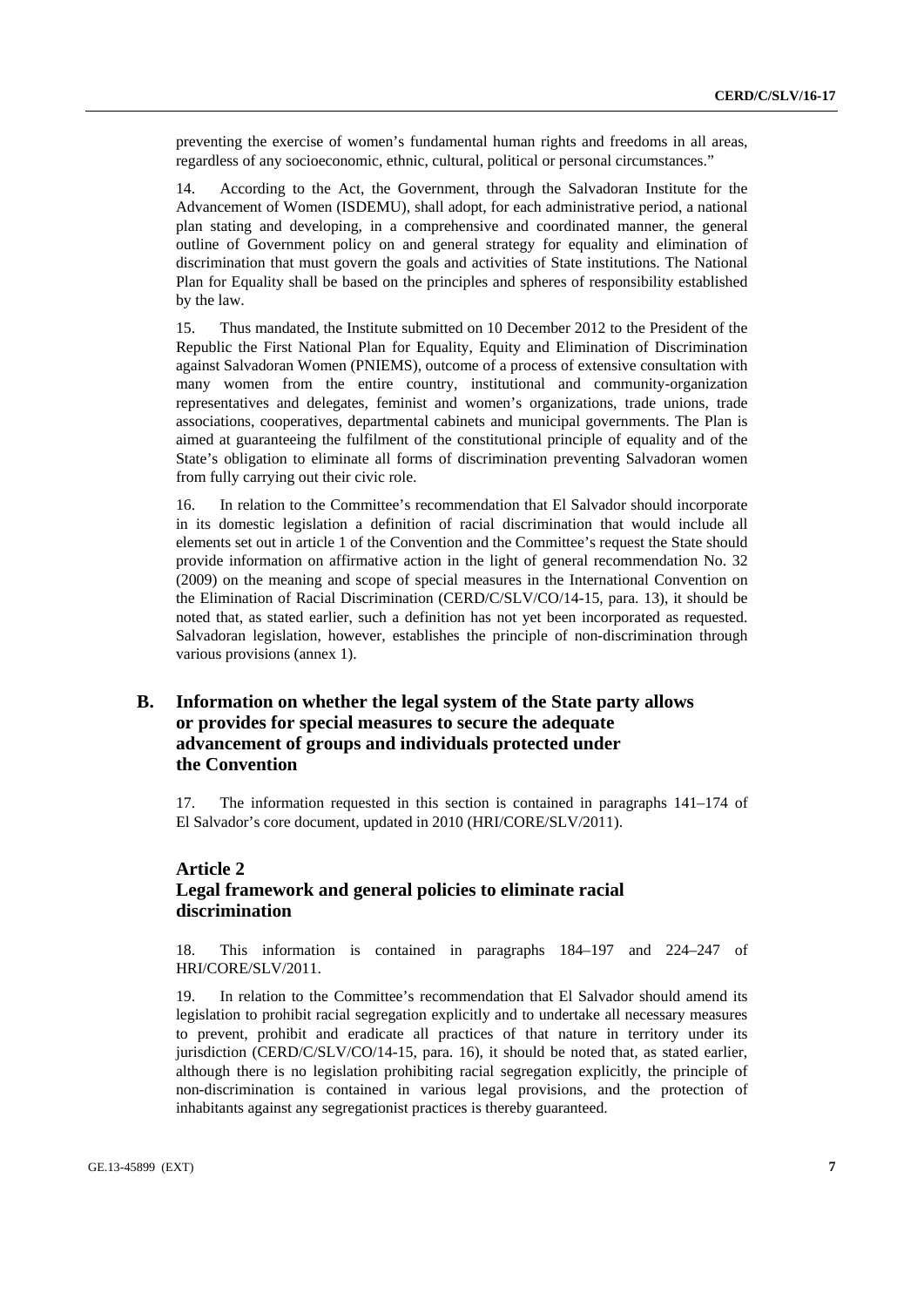preventing the exercise of women's fundamental human rights and freedoms in all areas, regardless of any socioeconomic, ethnic, cultural, political or personal circumstances."

14. According to the Act, the Government, through the Salvadoran Institute for the Advancement of Women (ISDEMU), shall adopt, for each administrative period, a national plan stating and developing, in a comprehensive and coordinated manner, the general outline of Government policy on and general strategy for equality and elimination of discrimination that must govern the goals and activities of State institutions. The National Plan for Equality shall be based on the principles and spheres of responsibility established by the law.

15. Thus mandated, the Institute submitted on 10 December 2012 to the President of the Republic the First National Plan for Equality, Equity and Elimination of Discrimination against Salvadoran Women (PNIEMS), outcome of a process of extensive consultation with many women from the entire country, institutional and community-organization representatives and delegates, feminist and women's organizations, trade unions, trade associations, cooperatives, departmental cabinets and municipal governments. The Plan is aimed at guaranteeing the fulfilment of the constitutional principle of equality and of the State's obligation to eliminate all forms of discrimination preventing Salvadoran women from fully carrying out their civic role.

16. In relation to the Committee's recommendation that El Salvador should incorporate in its domestic legislation a definition of racial discrimination that would include all elements set out in article 1 of the Convention and the Committee's request the State should provide information on affirmative action in the light of general recommendation No. 32 (2009) on the meaning and scope of special measures in the International Convention on the Elimination of Racial Discrimination (CERD/C/SLV/CO/14-15, para. 13), it should be noted that, as stated earlier, such a definition has not yet been incorporated as requested. Salvadoran legislation, however, establishes the principle of non-discrimination through various provisions (annex 1).

## B. Information on whether the legal system of the State party allows or provides for special measures to secure the adequate advancement of groups and individuals protected under the Convention

17. The information requested in this section is contained in paragraphs 141–174 of El Salvador's core document, updated in 2010 (HRI/CORE/SLV/2011).

## Article 2
## Legal framework and general policies to eliminate racial discrimination

18. This information is contained in paragraphs 184–197 and 224–247 of HRI/CORE/SLV/2011.

19. In relation to the Committee's recommendation that El Salvador should amend its legislation to prohibit racial segregation explicitly and to undertake all necessary measures to prevent, prohibit and eradicate all practices of that nature in territory under its jurisdiction (CERD/C/SLV/CO/14-15, para. 16), it should be noted that, as stated earlier, although there is no legislation prohibiting racial segregation explicitly, the principle of non-discrimination is contained in various legal provisions, and the protection of inhabitants against any segregationist practices is thereby guaranteed.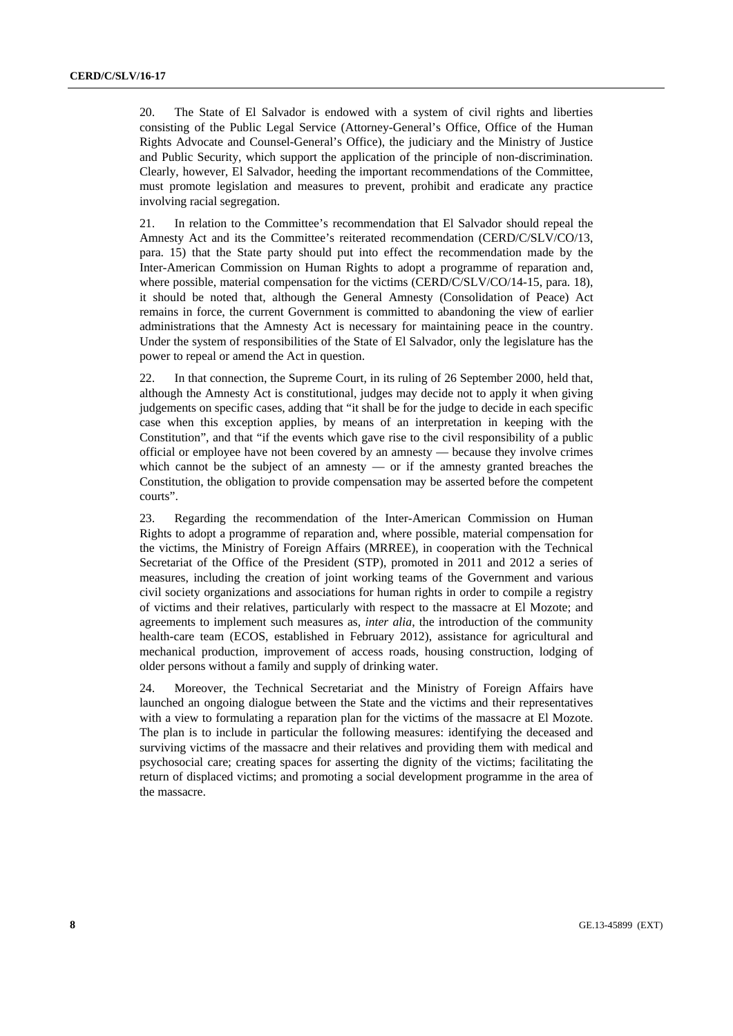20. The State of El Salvador is endowed with a system of civil rights and liberties consisting of the Public Legal Service (Attorney-General's Office, Office of the Human Rights Advocate and Counsel-General's Office), the judiciary and the Ministry of Justice and Public Security, which support the application of the principle of non-discrimination. Clearly, however, El Salvador, heeding the important recommendations of the Committee, must promote legislation and measures to prevent, prohibit and eradicate any practice involving racial segregation.

21. In relation to the Committee's recommendation that El Salvador should repeal the Amnesty Act and its the Committee's reiterated recommendation (CERD/C/SLV/CO/13, para. 15) that the State party should put into effect the recommendation made by the Inter-American Commission on Human Rights to adopt a programme of reparation and, where possible, material compensation for the victims (CERD/C/SLV/CO/14-15, para. 18), it should be noted that, although the General Amnesty (Consolidation of Peace) Act remains in force, the current Government is committed to abandoning the view of earlier administrations that the Amnesty Act is necessary for maintaining peace in the country. Under the system of responsibilities of the State of El Salvador, only the legislature has the power to repeal or amend the Act in question.

22. In that connection, the Supreme Court, in its ruling of 26 September 2000, held that, although the Amnesty Act is constitutional, judges may decide not to apply it when giving judgements on specific cases, adding that "it shall be for the judge to decide in each specific case when this exception applies, by means of an interpretation in keeping with the Constitution", and that "if the events which gave rise to the civil responsibility of a public official or employee have not been covered by an amnesty — because they involve crimes which cannot be the subject of an amnesty — or if the amnesty granted breaches the Constitution, the obligation to provide compensation may be asserted before the competent courts".

23. Regarding the recommendation of the Inter-American Commission on Human Rights to adopt a programme of reparation and, where possible, material compensation for the victims, the Ministry of Foreign Affairs (MRREE), in cooperation with the Technical Secretariat of the Office of the President (STP), promoted in 2011 and 2012 a series of measures, including the creation of joint working teams of the Government and various civil society organizations and associations for human rights in order to compile a registry of victims and their relatives, particularly with respect to the massacre at El Mozote; and agreements to implement such measures as, *inter alia*, the introduction of the community health-care team (ECOS, established in February 2012), assistance for agricultural and mechanical production, improvement of access roads, housing construction, lodging of older persons without a family and supply of drinking water.

24. Moreover, the Technical Secretariat and the Ministry of Foreign Affairs have launched an ongoing dialogue between the State and the victims and their representatives with a view to formulating a reparation plan for the victims of the massacre at El Mozote. The plan is to include in particular the following measures: identifying the deceased and surviving victims of the massacre and their relatives and providing them with medical and psychosocial care; creating spaces for asserting the dignity of the victims; facilitating the return of displaced victims; and promoting a social development programme in the area of the massacre.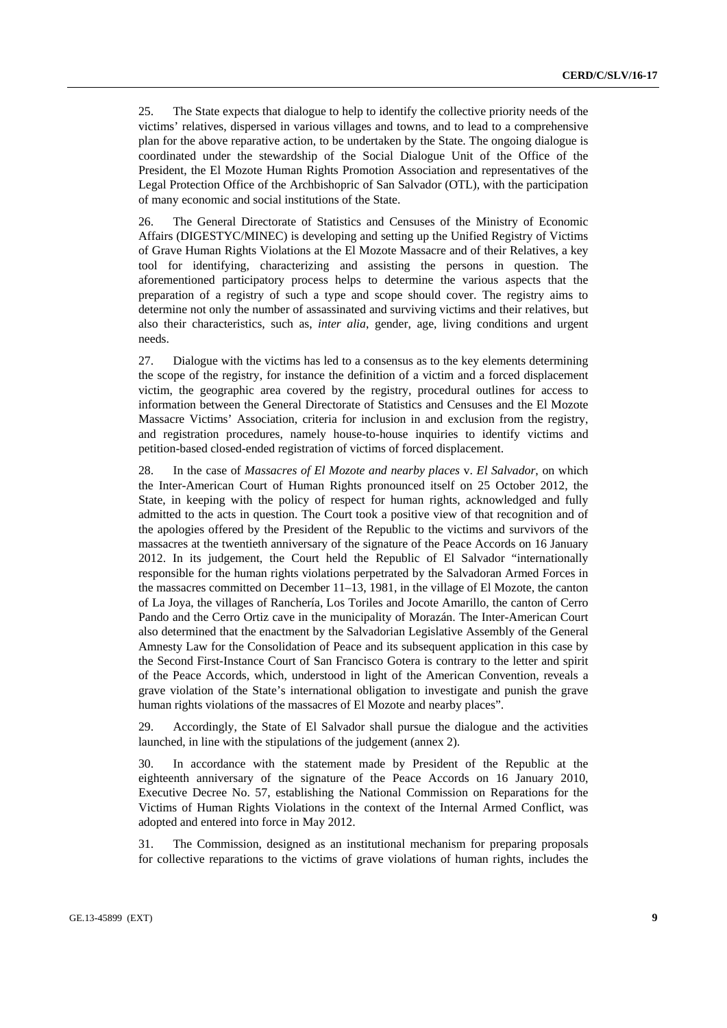25. The State expects that dialogue to help to identify the collective priority needs of the victims' relatives, dispersed in various villages and towns, and to lead to a comprehensive plan for the above reparative action, to be undertaken by the State. The ongoing dialogue is coordinated under the stewardship of the Social Dialogue Unit of the Office of the President, the El Mozote Human Rights Promotion Association and representatives of the Legal Protection Office of the Archbishopric of San Salvador (OTL), with the participation of many economic and social institutions of the State.

26. The General Directorate of Statistics and Censuses of the Ministry of Economic Affairs (DIGESTYC/MINEC) is developing and setting up the Unified Registry of Victims of Grave Human Rights Violations at the El Mozote Massacre and of their Relatives, a key tool for identifying, characterizing and assisting the persons in question. The aforementioned participatory process helps to determine the various aspects that the preparation of a registry of such a type and scope should cover. The registry aims to determine not only the number of assassinated and surviving victims and their relatives, but also their characteristics, such as, *inter alia*, gender, age, living conditions and urgent needs.

27. Dialogue with the victims has led to a consensus as to the key elements determining the scope of the registry, for instance the definition of a victim and a forced displacement victim, the geographic area covered by the registry, procedural outlines for access to information between the General Directorate of Statistics and Censuses and the El Mozote Massacre Victims' Association, criteria for inclusion in and exclusion from the registry, and registration procedures, namely house-to-house inquiries to identify victims and petition-based closed-ended registration of victims of forced displacement.

28. In the case of *Massacres of El Mozote and nearby places* v. *El Salvador*, on which the Inter-American Court of Human Rights pronounced itself on 25 October 2012, the State, in keeping with the policy of respect for human rights, acknowledged and fully admitted to the acts in question. The Court took a positive view of that recognition and of the apologies offered by the President of the Republic to the victims and survivors of the massacres at the twentieth anniversary of the signature of the Peace Accords on 16 January 2012. In its judgement, the Court held the Republic of El Salvador "internationally responsible for the human rights violations perpetrated by the Salvadoran Armed Forces in the massacres committed on December 11–13, 1981, in the village of El Mozote, the canton of La Joya, the villages of Ranchería, Los Toriles and Jocote Amarillo, the canton of Cerro Pando and the Cerro Ortiz cave in the municipality of Morazán. The Inter-American Court also determined that the enactment by the Salvadorian Legislative Assembly of the General Amnesty Law for the Consolidation of Peace and its subsequent application in this case by the Second First-Instance Court of San Francisco Gotera is contrary to the letter and spirit of the Peace Accords, which, understood in light of the American Convention, reveals a grave violation of the State's international obligation to investigate and punish the grave human rights violations of the massacres of El Mozote and nearby places".

29. Accordingly, the State of El Salvador shall pursue the dialogue and the activities launched, in line with the stipulations of the judgement (annex 2).

30. In accordance with the statement made by President of the Republic at the eighteenth anniversary of the signature of the Peace Accords on 16 January 2010, Executive Decree No. 57, establishing the National Commission on Reparations for the Victims of Human Rights Violations in the context of the Internal Armed Conflict, was adopted and entered into force in May 2012.

31. The Commission, designed as an institutional mechanism for preparing proposals for collective reparations to the victims of grave violations of human rights, includes the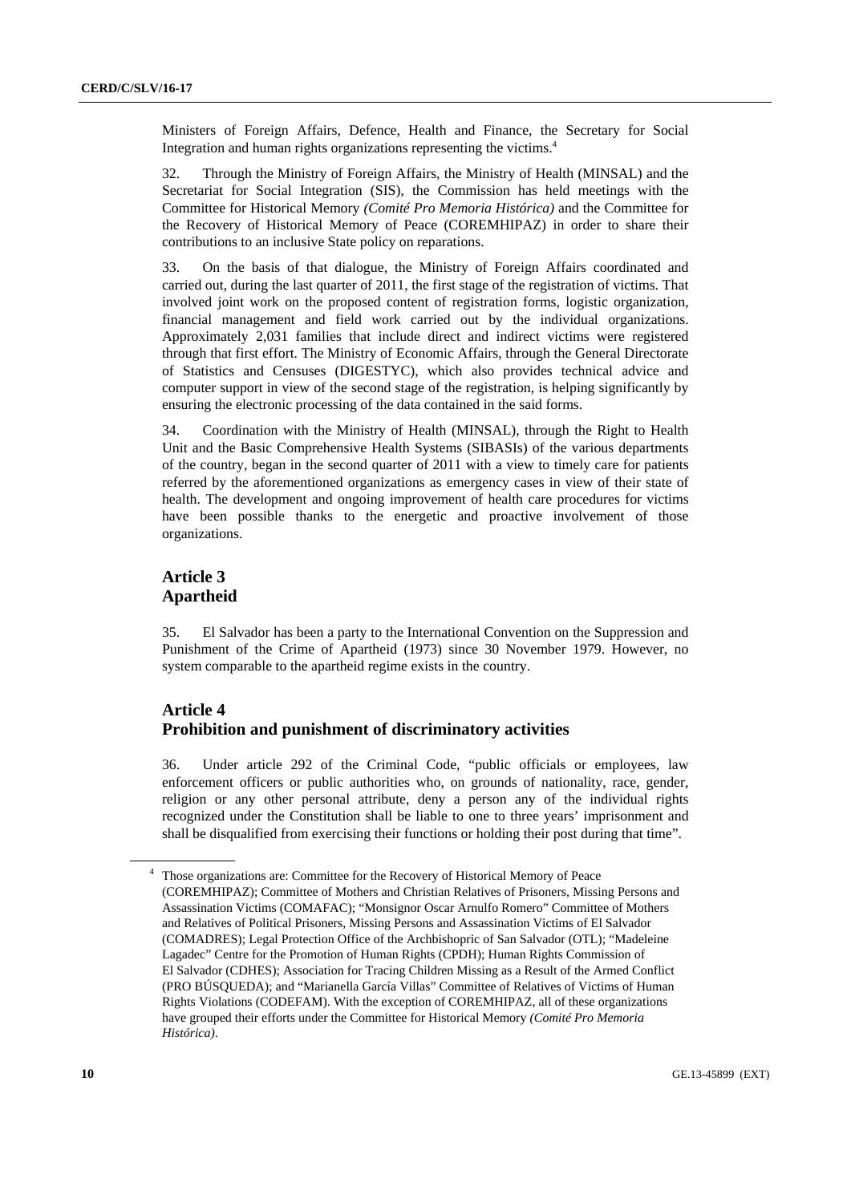Ministers of Foreign Affairs, Defence, Health and Finance, the Secretary for Social Integration and human rights organizations representing the victims.[4]

32. Through the Ministry of Foreign Affairs, the Ministry of Health (MINSAL) and the Secretariat for Social Integration (SIS), the Commission has held meetings with the Committee for Historical Memory *(Comité Pro Memoria Histórica)* and the Committee for the Recovery of Historical Memory of Peace (COREMHIPAZ) in order to share their contributions to an inclusive State policy on reparations.

33. On the basis of that dialogue, the Ministry of Foreign Affairs coordinated and carried out, during the last quarter of 2011, the first stage of the registration of victims. That involved joint work on the proposed content of registration forms, logistic organization, financial management and field work carried out by the individual organizations. Approximately 2,031 families that include direct and indirect victims were registered through that first effort. The Ministry of Economic Affairs, through the General Directorate of Statistics and Censuses (DIGESTYC), which also provides technical advice and computer support in view of the second stage of the registration, is helping significantly by ensuring the electronic processing of the data contained in the said forms.

34. Coordination with the Ministry of Health (MINSAL), through the Right to Health Unit and the Basic Comprehensive Health Systems (SIBASIs) of the various departments of the country, began in the second quarter of 2011 with a view to timely care for patients referred by the aforementioned organizations as emergency cases in view of their state of health. The development and ongoing improvement of health care procedures for victims have been possible thanks to the energetic and proactive involvement of those organizations.

## Article 3
## Apartheid

35. El Salvador has been a party to the International Convention on the Suppression and Punishment of the Crime of Apartheid (1973) since 30 November 1979. However, no system comparable to the apartheid regime exists in the country.

## Article 4
## Prohibition and punishment of discriminatory activities

36. Under article 292 of the Criminal Code, "public officials or employees, law enforcement officers or public authorities who, on grounds of nationality, race, gender, religion or any other personal attribute, deny a person any of the individual rights recognized under the Constitution shall be liable to one to three years' imprisonment and shall be disqualified from exercising their functions or holding their post during that time".

---

[4] Those organizations are: Committee for the Recovery of Historical Memory of Peace (COREMHIPAZ); Committee of Mothers and Christian Relatives of Prisoners, Missing Persons and Assassination Victims (COMAFAC); "Monsignor Oscar Arnulfo Romero" Committee of Mothers and Relatives of Political Prisoners, Missing Persons and Assassination Victims of El Salvador (COMADRES); Legal Protection Office of the Archbishopric of San Salvador (OTL); "Madeleine Lagadec" Centre for the Promotion of Human Rights (CPDH); Human Rights Commission of El Salvador (CDHES); Association for Tracing Children Missing as a Result of the Armed Conflict (PRO BÚSQUEDA); and "Marianella García Villas" Committee of Relatives of Victims of Human Rights Violations (CODEFAM). With the exception of COREMHIPAZ, all of these organizations have grouped their efforts under the Committee for Historical Memory *(Comité Pro Memoria Histórica)*.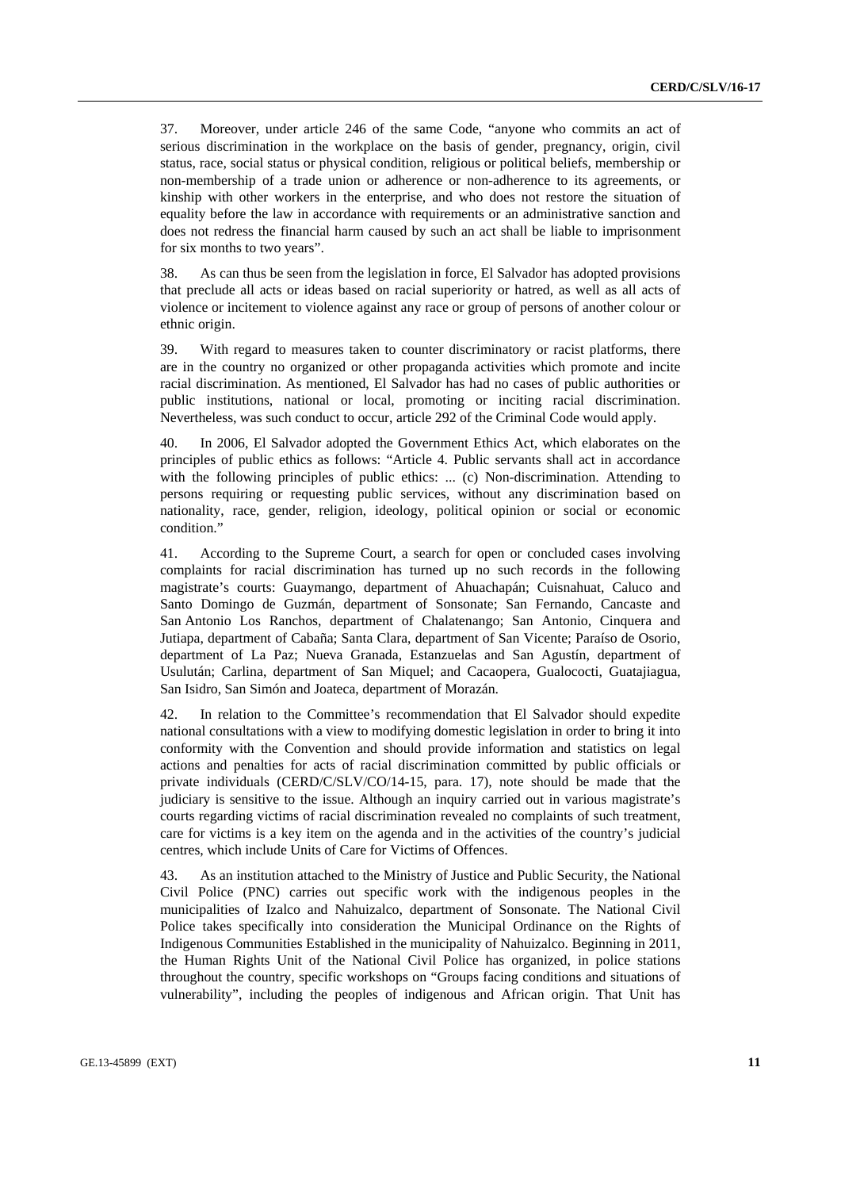37. Moreover, under article 246 of the same Code, "anyone who commits an act of serious discrimination in the workplace on the basis of gender, pregnancy, origin, civil status, race, social status or physical condition, religious or political beliefs, membership or non-membership of a trade union or adherence or non-adherence to its agreements, or kinship with other workers in the enterprise, and who does not restore the situation of equality before the law in accordance with requirements or an administrative sanction and does not redress the financial harm caused by such an act shall be liable to imprisonment for six months to two years".

38. As can thus be seen from the legislation in force, El Salvador has adopted provisions that preclude all acts or ideas based on racial superiority or hatred, as well as all acts of violence or incitement to violence against any race or group of persons of another colour or ethnic origin.

39. With regard to measures taken to counter discriminatory or racist platforms, there are in the country no organized or other propaganda activities which promote and incite racial discrimination. As mentioned, El Salvador has had no cases of public authorities or public institutions, national or local, promoting or inciting racial discrimination. Nevertheless, was such conduct to occur, article 292 of the Criminal Code would apply.

40. In 2006, El Salvador adopted the Government Ethics Act, which elaborates on the principles of public ethics as follows: "Article 4. Public servants shall act in accordance with the following principles of public ethics: ... (c) Non-discrimination. Attending to persons requiring or requesting public services, without any discrimination based on nationality, race, gender, religion, ideology, political opinion or social or economic condition."

41. According to the Supreme Court, a search for open or concluded cases involving complaints for racial discrimination has turned up no such records in the following magistrate's courts: Guaymango, department of Ahuachapán; Cuisnahuat, Caluco and Santo Domingo de Guzmán, department of Sonsonate; San Fernando, Cancaste and San Antonio Los Ranchos, department of Chalatenango; San Antonio, Cinquera and Jutiapa, department of Cabaña; Santa Clara, department of San Vicente; Paraíso de Osorio, department of La Paz; Nueva Granada, Estanzuelas and San Agustín, department of Usulután; Carlina, department of San Miquel; and Cacaopera, Gualococti, Guatajiagua, San Isidro, San Simón and Joateca, department of Morazán.

42. In relation to the Committee's recommendation that El Salvador should expedite national consultations with a view to modifying domestic legislation in order to bring it into conformity with the Convention and should provide information and statistics on legal actions and penalties for acts of racial discrimination committed by public officials or private individuals (CERD/C/SLV/CO/14-15, para. 17), note should be made that the judiciary is sensitive to the issue. Although an inquiry carried out in various magistrate's courts regarding victims of racial discrimination revealed no complaints of such treatment, care for victims is a key item on the agenda and in the activities of the country's judicial centres, which include Units of Care for Victims of Offences.

43. As an institution attached to the Ministry of Justice and Public Security, the National Civil Police (PNC) carries out specific work with the indigenous peoples in the municipalities of Izalco and Nahuizalco, department of Sonsonate. The National Civil Police takes specifically into consideration the Municipal Ordinance on the Rights of Indigenous Communities Established in the municipality of Nahuizalco. Beginning in 2011, the Human Rights Unit of the National Civil Police has organized, in police stations throughout the country, specific workshops on "Groups facing conditions and situations of vulnerability", including the peoples of indigenous and African origin. That Unit has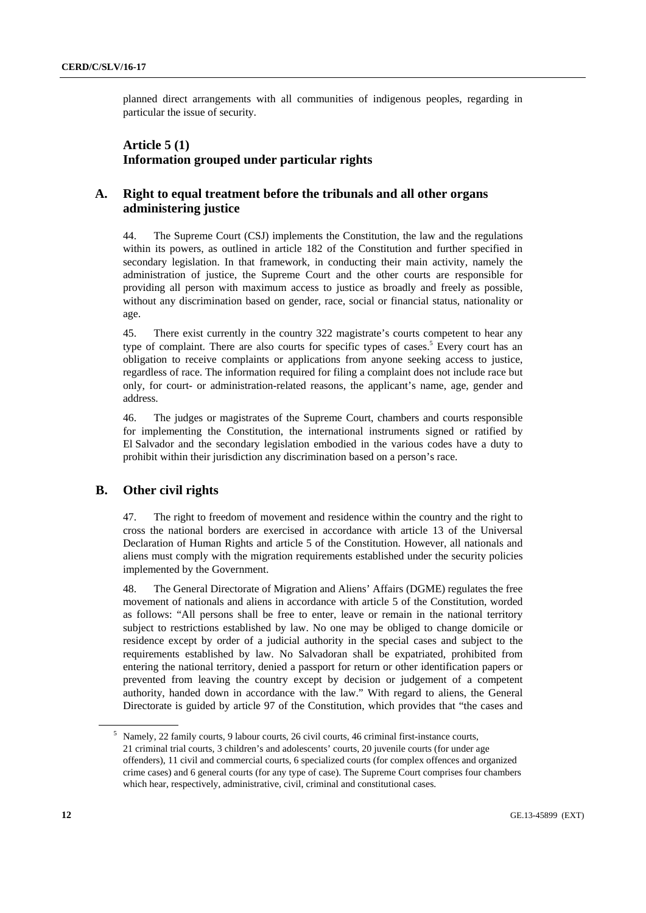planned direct arrangements with all communities of indigenous peoples, regarding in particular the issue of security.

## Article 5 (1)
## Information grouped under particular rights

### A. Right to equal treatment before the tribunals and all other organs administering justice

44. The Supreme Court (CSJ) implements the Constitution, the law and the regulations within its powers, as outlined in article 182 of the Constitution and further specified in secondary legislation. In that framework, in conducting their main activity, namely the administration of justice, the Supreme Court and the other courts are responsible for providing all person with maximum access to justice as broadly and freely as possible, without any discrimination based on gender, race, social or financial status, nationality or age.

45. There exist currently in the country 322 magistrate's courts competent to hear any type of complaint. There are also courts for specific types of cases.[5] Every court has an obligation to receive complaints or applications from anyone seeking access to justice, regardless of race. The information required for filing a complaint does not include race but only, for court- or administration-related reasons, the applicant's name, age, gender and address.

46. The judges or magistrates of the Supreme Court, chambers and courts responsible for implementing the Constitution, the international instruments signed or ratified by El Salvador and the secondary legislation embodied in the various codes have a duty to prohibit within their jurisdiction any discrimination based on a person's race.

### B. Other civil rights

47. The right to freedom of movement and residence within the country and the right to cross the national borders are exercised in accordance with article 13 of the Universal Declaration of Human Rights and article 5 of the Constitution. However, all nationals and aliens must comply with the migration requirements established under the security policies implemented by the Government.

48. The General Directorate of Migration and Aliens' Affairs (DGME) regulates the free movement of nationals and aliens in accordance with article 5 of the Constitution, worded as follows: "All persons shall be free to enter, leave or remain in the national territory subject to restrictions established by law. No one may be obliged to change domicile or residence except by order of a judicial authority in the special cases and subject to the requirements established by law. No Salvadoran shall be expatriated, prohibited from entering the national territory, denied a passport for return or other identification papers or prevented from leaving the country except by decision or judgement of a competent authority, handed down in accordance with the law." With regard to aliens, the General Directorate is guided by article 97 of the Constitution, which provides that "the cases and

[5] Namely, 22 family courts, 9 labour courts, 26 civil courts, 46 criminal first-instance courts, 21 criminal trial courts, 3 children's and adolescents' courts, 20 juvenile courts (for under age offenders), 11 civil and commercial courts, 6 specialized courts (for complex offences and organized crime cases) and 6 general courts (for any type of case). The Supreme Court comprises four chambers which hear, respectively, administrative, civil, criminal and constitutional cases.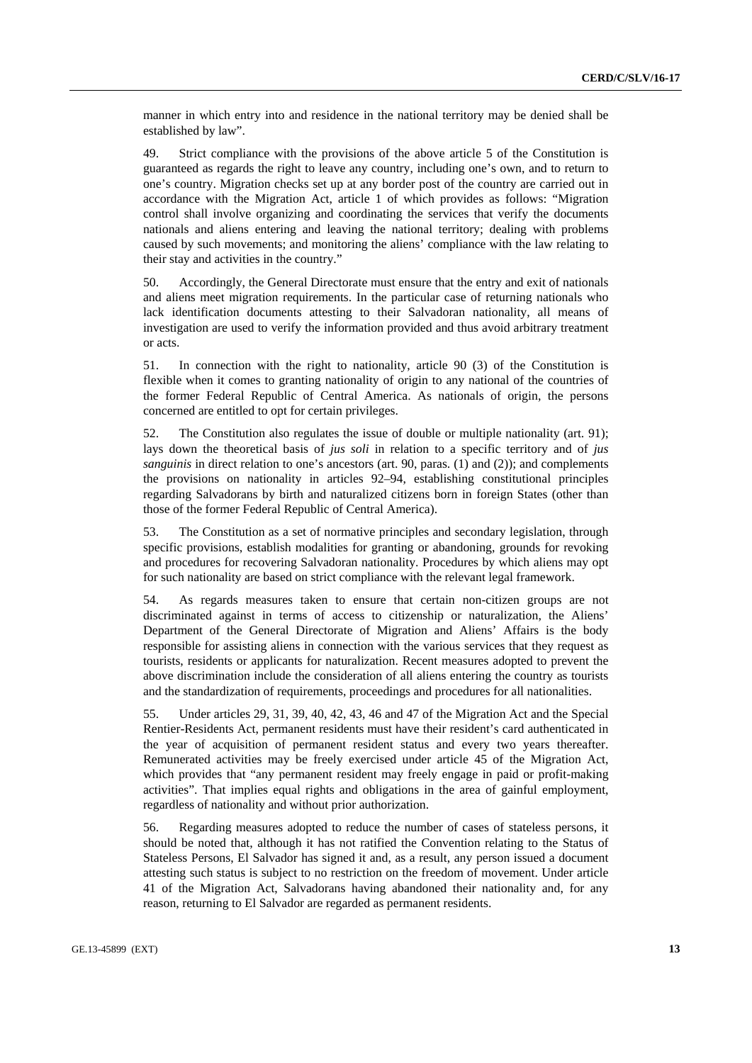manner in which entry into and residence in the national territory may be denied shall be established by law".

49. Strict compliance with the provisions of the above article 5 of the Constitution is guaranteed as regards the right to leave any country, including one's own, and to return to one's country. Migration checks set up at any border post of the country are carried out in accordance with the Migration Act, article 1 of which provides as follows: "Migration control shall involve organizing and coordinating the services that verify the documents nationals and aliens entering and leaving the national territory; dealing with problems caused by such movements; and monitoring the aliens' compliance with the law relating to their stay and activities in the country."

50. Accordingly, the General Directorate must ensure that the entry and exit of nationals and aliens meet migration requirements. In the particular case of returning nationals who lack identification documents attesting to their Salvadoran nationality, all means of investigation are used to verify the information provided and thus avoid arbitrary treatment or acts.

51. In connection with the right to nationality, article 90 (3) of the Constitution is flexible when it comes to granting nationality of origin to any national of the countries of the former Federal Republic of Central America. As nationals of origin, the persons concerned are entitled to opt for certain privileges.

52. The Constitution also regulates the issue of double or multiple nationality (art. 91); lays down the theoretical basis of *jus soli* in relation to a specific territory and of *jus sanguinis* in direct relation to one's ancestors (art. 90, paras. (1) and (2)); and complements the provisions on nationality in articles 92–94, establishing constitutional principles regarding Salvadorans by birth and naturalized citizens born in foreign States (other than those of the former Federal Republic of Central America).

53. The Constitution as a set of normative principles and secondary legislation, through specific provisions, establish modalities for granting or abandoning, grounds for revoking and procedures for recovering Salvadoran nationality. Procedures by which aliens may opt for such nationality are based on strict compliance with the relevant legal framework.

54. As regards measures taken to ensure that certain non-citizen groups are not discriminated against in terms of access to citizenship or naturalization, the Aliens' Department of the General Directorate of Migration and Aliens' Affairs is the body responsible for assisting aliens in connection with the various services that they request as tourists, residents or applicants for naturalization. Recent measures adopted to prevent the above discrimination include the consideration of all aliens entering the country as tourists and the standardization of requirements, proceedings and procedures for all nationalities.

55. Under articles 29, 31, 39, 40, 42, 43, 46 and 47 of the Migration Act and the Special Rentier-Residents Act, permanent residents must have their resident's card authenticated in the year of acquisition of permanent resident status and every two years thereafter. Remunerated activities may be freely exercised under article 45 of the Migration Act, which provides that "any permanent resident may freely engage in paid or profit-making activities". That implies equal rights and obligations in the area of gainful employment, regardless of nationality and without prior authorization.

56. Regarding measures adopted to reduce the number of cases of stateless persons, it should be noted that, although it has not ratified the Convention relating to the Status of Stateless Persons, El Salvador has signed it and, as a result, any person issued a document attesting such status is subject to no restriction on the freedom of movement. Under article 41 of the Migration Act, Salvadorans having abandoned their nationality and, for any reason, returning to El Salvador are regarded as permanent residents.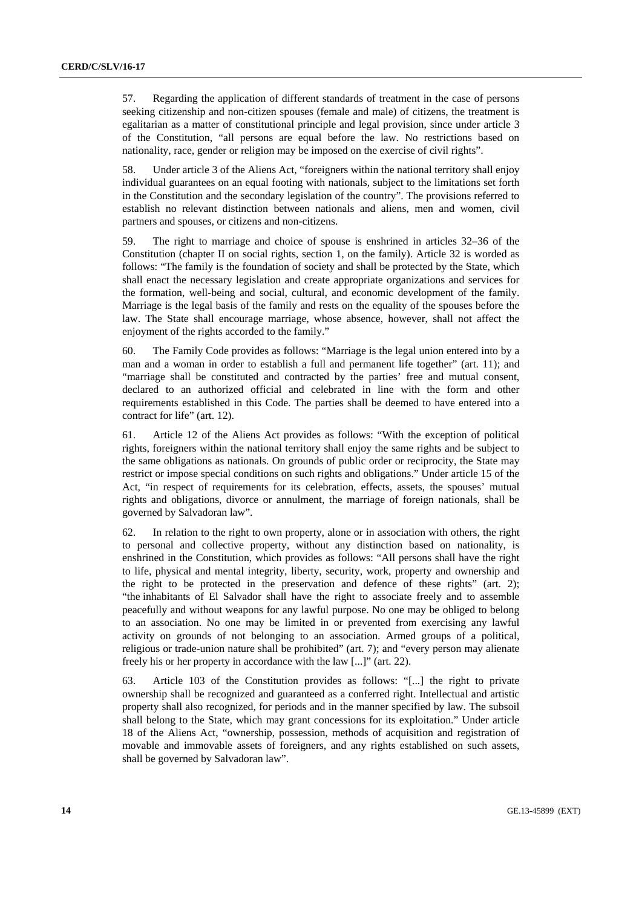57. Regarding the application of different standards of treatment in the case of persons seeking citizenship and non-citizen spouses (female and male) of citizens, the treatment is egalitarian as a matter of constitutional principle and legal provision, since under article 3 of the Constitution, "all persons are equal before the law. No restrictions based on nationality, race, gender or religion may be imposed on the exercise of civil rights".

58. Under article 3 of the Aliens Act, "foreigners within the national territory shall enjoy individual guarantees on an equal footing with nationals, subject to the limitations set forth in the Constitution and the secondary legislation of the country". The provisions referred to establish no relevant distinction between nationals and aliens, men and women, civil partners and spouses, or citizens and non-citizens.

59. The right to marriage and choice of spouse is enshrined in articles 32–36 of the Constitution (chapter II on social rights, section 1, on the family). Article 32 is worded as follows: "The family is the foundation of society and shall be protected by the State, which shall enact the necessary legislation and create appropriate organizations and services for the formation, well-being and social, cultural, and economic development of the family. Marriage is the legal basis of the family and rests on the equality of the spouses before the law. The State shall encourage marriage, whose absence, however, shall not affect the enjoyment of the rights accorded to the family."

60. The Family Code provides as follows: "Marriage is the legal union entered into by a man and a woman in order to establish a full and permanent life together" (art. 11); and "marriage shall be constituted and contracted by the parties' free and mutual consent, declared to an authorized official and celebrated in line with the form and other requirements established in this Code. The parties shall be deemed to have entered into a contract for life" (art. 12).

61. Article 12 of the Aliens Act provides as follows: "With the exception of political rights, foreigners within the national territory shall enjoy the same rights and be subject to the same obligations as nationals. On grounds of public order or reciprocity, the State may restrict or impose special conditions on such rights and obligations." Under article 15 of the Act, "in respect of requirements for its celebration, effects, assets, the spouses' mutual rights and obligations, divorce or annulment, the marriage of foreign nationals, shall be governed by Salvadoran law".

62. In relation to the right to own property, alone or in association with others, the right to personal and collective property, without any distinction based on nationality, is enshrined in the Constitution, which provides as follows: "All persons shall have the right to life, physical and mental integrity, liberty, security, work, property and ownership and the right to be protected in the preservation and defence of these rights" (art. 2); "the inhabitants of El Salvador shall have the right to associate freely and to assemble peacefully and without weapons for any lawful purpose. No one may be obliged to belong to an association. No one may be limited in or prevented from exercising any lawful activity on grounds of not belonging to an association. Armed groups of a political, religious or trade-union nature shall be prohibited" (art. 7); and "every person may alienate freely his or her property in accordance with the law [...]" (art. 22).

63. Article 103 of the Constitution provides as follows: "[...] the right to private ownership shall be recognized and guaranteed as a conferred right. Intellectual and artistic property shall also recognized, for periods and in the manner specified by law. The subsoil shall belong to the State, which may grant concessions for its exploitation." Under article 18 of the Aliens Act, "ownership, possession, methods of acquisition and registration of movable and immovable assets of foreigners, and any rights established on such assets, shall be governed by Salvadoran law".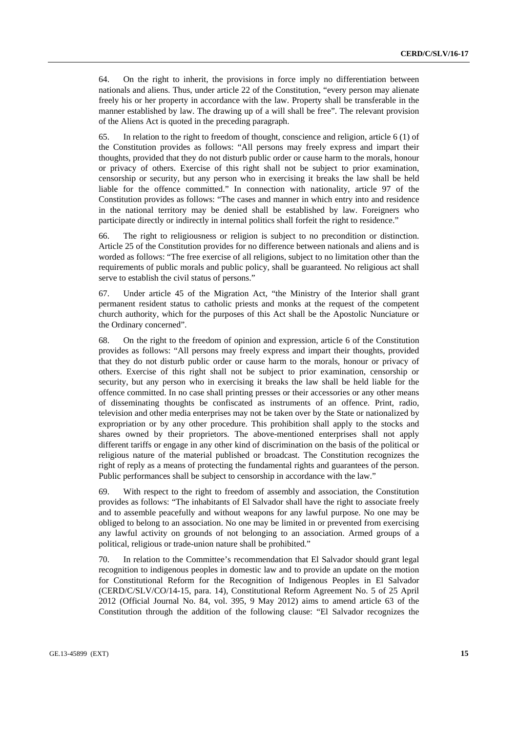64. On the right to inherit, the provisions in force imply no differentiation between nationals and aliens. Thus, under article 22 of the Constitution, "every person may alienate freely his or her property in accordance with the law. Property shall be transferable in the manner established by law. The drawing up of a will shall be free". The relevant provision of the Aliens Act is quoted in the preceding paragraph.

65. In relation to the right to freedom of thought, conscience and religion, article 6 (1) of the Constitution provides as follows: "All persons may freely express and impart their thoughts, provided that they do not disturb public order or cause harm to the morals, honour or privacy of others. Exercise of this right shall not be subject to prior examination, censorship or security, but any person who in exercising it breaks the law shall be held liable for the offence committed." In connection with nationality, article 97 of the Constitution provides as follows: "The cases and manner in which entry into and residence in the national territory may be denied shall be established by law. Foreigners who participate directly or indirectly in internal politics shall forfeit the right to residence."

66. The right to religiousness or religion is subject to no precondition or distinction. Article 25 of the Constitution provides for no difference between nationals and aliens and is worded as follows: "The free exercise of all religions, subject to no limitation other than the requirements of public morals and public policy, shall be guaranteed. No religious act shall serve to establish the civil status of persons."

67. Under article 45 of the Migration Act, "the Ministry of the Interior shall grant permanent resident status to catholic priests and monks at the request of the competent church authority, which for the purposes of this Act shall be the Apostolic Nunciature or the Ordinary concerned".

68. On the right to the freedom of opinion and expression, article 6 of the Constitution provides as follows: "All persons may freely express and impart their thoughts, provided that they do not disturb public order or cause harm to the morals, honour or privacy of others. Exercise of this right shall not be subject to prior examination, censorship or security, but any person who in exercising it breaks the law shall be held liable for the offence committed. In no case shall printing presses or their accessories or any other means of disseminating thoughts be confiscated as instruments of an offence. Print, radio, television and other media enterprises may not be taken over by the State or nationalized by expropriation or by any other procedure. This prohibition shall apply to the stocks and shares owned by their proprietors. The above-mentioned enterprises shall not apply different tariffs or engage in any other kind of discrimination on the basis of the political or religious nature of the material published or broadcast. The Constitution recognizes the right of reply as a means of protecting the fundamental rights and guarantees of the person. Public performances shall be subject to censorship in accordance with the law."

69. With respect to the right to freedom of assembly and association, the Constitution provides as follows: "The inhabitants of El Salvador shall have the right to associate freely and to assemble peacefully and without weapons for any lawful purpose. No one may be obliged to belong to an association. No one may be limited in or prevented from exercising any lawful activity on grounds of not belonging to an association. Armed groups of a political, religious or trade-union nature shall be prohibited."

70. In relation to the Committee's recommendation that El Salvador should grant legal recognition to indigenous peoples in domestic law and to provide an update on the motion for Constitutional Reform for the Recognition of Indigenous Peoples in El Salvador (CERD/C/SLV/CO/14-15, para. 14), Constitutional Reform Agreement No. 5 of 25 April 2012 (Official Journal No. 84, vol. 395, 9 May 2012) aims to amend article 63 of the Constitution through the addition of the following clause: "El Salvador recognizes the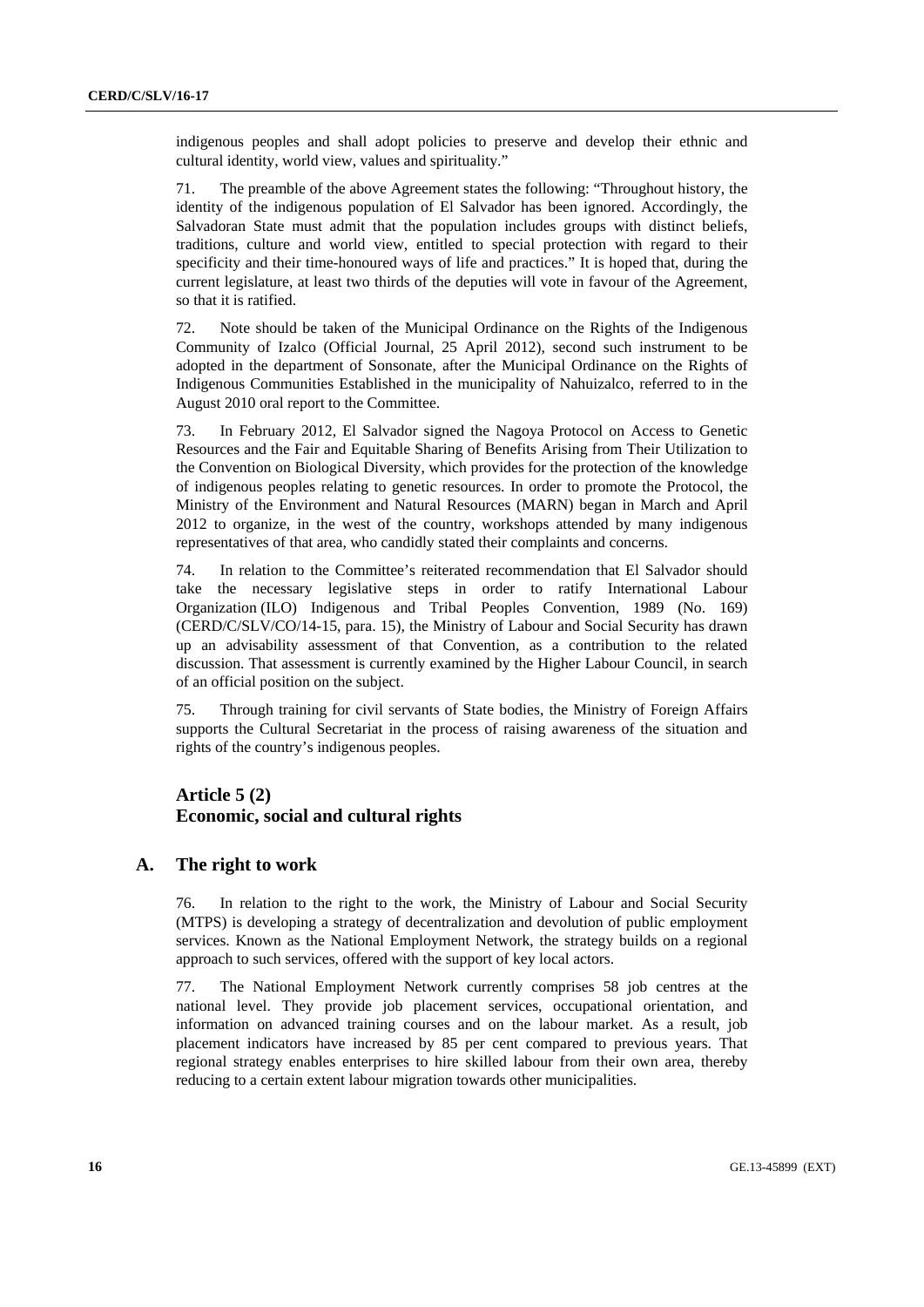indigenous peoples and shall adopt policies to preserve and develop their ethnic and cultural identity, world view, values and spirituality."

71. The preamble of the above Agreement states the following: "Throughout history, the identity of the indigenous population of El Salvador has been ignored. Accordingly, the Salvadoran State must admit that the population includes groups with distinct beliefs, traditions, culture and world view, entitled to special protection with regard to their specificity and their time-honoured ways of life and practices." It is hoped that, during the current legislature, at least two thirds of the deputies will vote in favour of the Agreement, so that it is ratified.

72. Note should be taken of the Municipal Ordinance on the Rights of the Indigenous Community of Izalco (Official Journal, 25 April 2012), second such instrument to be adopted in the department of Sonsonate, after the Municipal Ordinance on the Rights of Indigenous Communities Established in the municipality of Nahuizalco, referred to in the August 2010 oral report to the Committee.

73. In February 2012, El Salvador signed the Nagoya Protocol on Access to Genetic Resources and the Fair and Equitable Sharing of Benefits Arising from Their Utilization to the Convention on Biological Diversity, which provides for the protection of the knowledge of indigenous peoples relating to genetic resources. In order to promote the Protocol, the Ministry of the Environment and Natural Resources (MARN) began in March and April 2012 to organize, in the west of the country, workshops attended by many indigenous representatives of that area, who candidly stated their complaints and concerns.

74. In relation to the Committee's reiterated recommendation that El Salvador should take the necessary legislative steps in order to ratify International Labour Organization (ILO) Indigenous and Tribal Peoples Convention, 1989 (No. 169) (CERD/C/SLV/CO/14-15, para. 15), the Ministry of Labour and Social Security has drawn up an advisability assessment of that Convention, as a contribution to the related discussion. That assessment is currently examined by the Higher Labour Council, in search of an official position on the subject.

75. Through training for civil servants of State bodies, the Ministry of Foreign Affairs supports the Cultural Secretariat in the process of raising awareness of the situation and rights of the country's indigenous peoples.

## Article 5 (2)
## Economic, social and cultural rights

### A. The right to work

76. In relation to the right to the work, the Ministry of Labour and Social Security (MTPS) is developing a strategy of decentralization and devolution of public employment services. Known as the National Employment Network, the strategy builds on a regional approach to such services, offered with the support of key local actors.

77. The National Employment Network currently comprises 58 job centres at the national level. They provide job placement services, occupational orientation, and information on advanced training courses and on the labour market. As a result, job placement indicators have increased by 85 per cent compared to previous years. That regional strategy enables enterprises to hire skilled labour from their own area, thereby reducing to a certain extent labour migration towards other municipalities.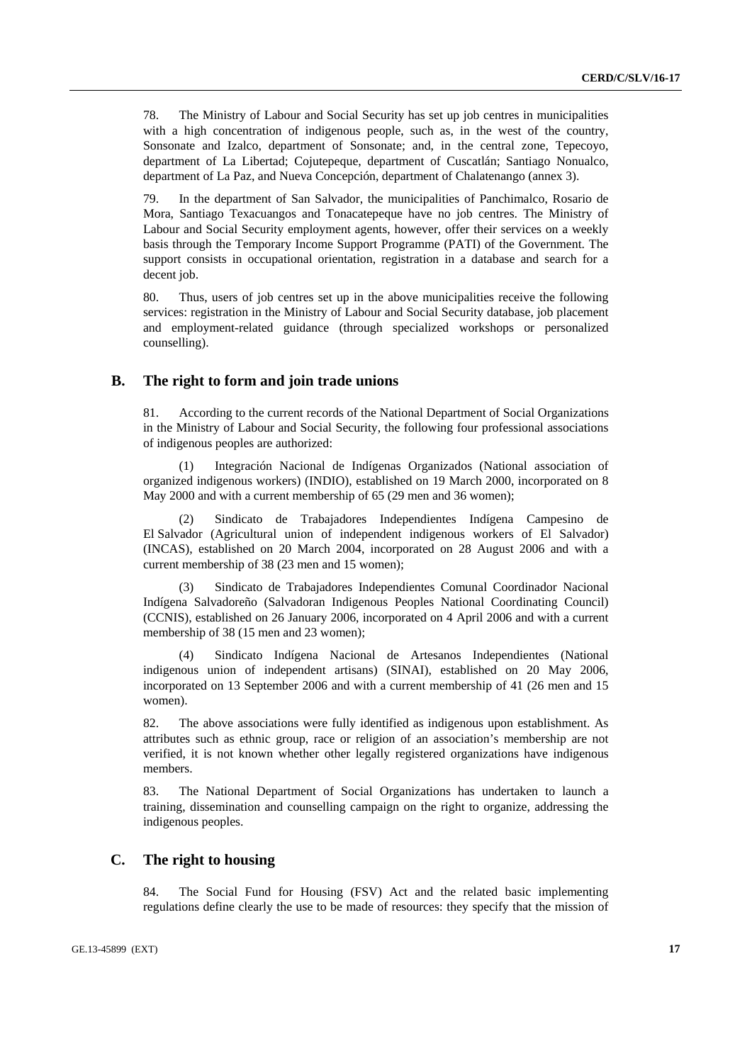78. The Ministry of Labour and Social Security has set up job centres in municipalities with a high concentration of indigenous people, such as, in the west of the country, Sonsonate and Izalco, department of Sonsonate; and, in the central zone, Tepecoyo, department of La Libertad; Cojutepeque, department of Cuscatlán; Santiago Nonualco, department of La Paz, and Nueva Concepción, department of Chalatenango (annex 3).

79. In the department of San Salvador, the municipalities of Panchimalco, Rosario de Mora, Santiago Texacuangos and Tonacatepeque have no job centres. The Ministry of Labour and Social Security employment agents, however, offer their services on a weekly basis through the Temporary Income Support Programme (PATI) of the Government. The support consists in occupational orientation, registration in a database and search for a decent job.

80. Thus, users of job centres set up in the above municipalities receive the following services: registration in the Ministry of Labour and Social Security database, job placement and employment-related guidance (through specialized workshops or personalized counselling).

## B. The right to form and join trade unions

81. According to the current records of the National Department of Social Organizations in the Ministry of Labour and Social Security, the following four professional associations of indigenous peoples are authorized:

(1) Integración Nacional de Indígenas Organizados (National association of organized indigenous workers) (INDIO), established on 19 March 2000, incorporated on 8 May 2000 and with a current membership of 65 (29 men and 36 women);

(2) Sindicato de Trabajadores Independientes Indígena Campesino de El Salvador (Agricultural union of independent indigenous workers of El Salvador) (INCAS), established on 20 March 2004, incorporated on 28 August 2006 and with a current membership of 38 (23 men and 15 women);

(3) Sindicato de Trabajadores Independientes Comunal Coordinador Nacional Indígena Salvadoreño (Salvadoran Indigenous Peoples National Coordinating Council) (CCNIS), established on 26 January 2006, incorporated on 4 April 2006 and with a current membership of 38 (15 men and 23 women);

(4) Sindicato Indígena Nacional de Artesanos Independientes (National indigenous union of independent artisans) (SINAI), established on 20 May 2006, incorporated on 13 September 2006 and with a current membership of 41 (26 men and 15 women).

82. The above associations were fully identified as indigenous upon establishment. As attributes such as ethnic group, race or religion of an association's membership are not verified, it is not known whether other legally registered organizations have indigenous members.

83. The National Department of Social Organizations has undertaken to launch a training, dissemination and counselling campaign on the right to organize, addressing the indigenous peoples.

## C. The right to housing

84. The Social Fund for Housing (FSV) Act and the related basic implementing regulations define clearly the use to be made of resources: they specify that the mission of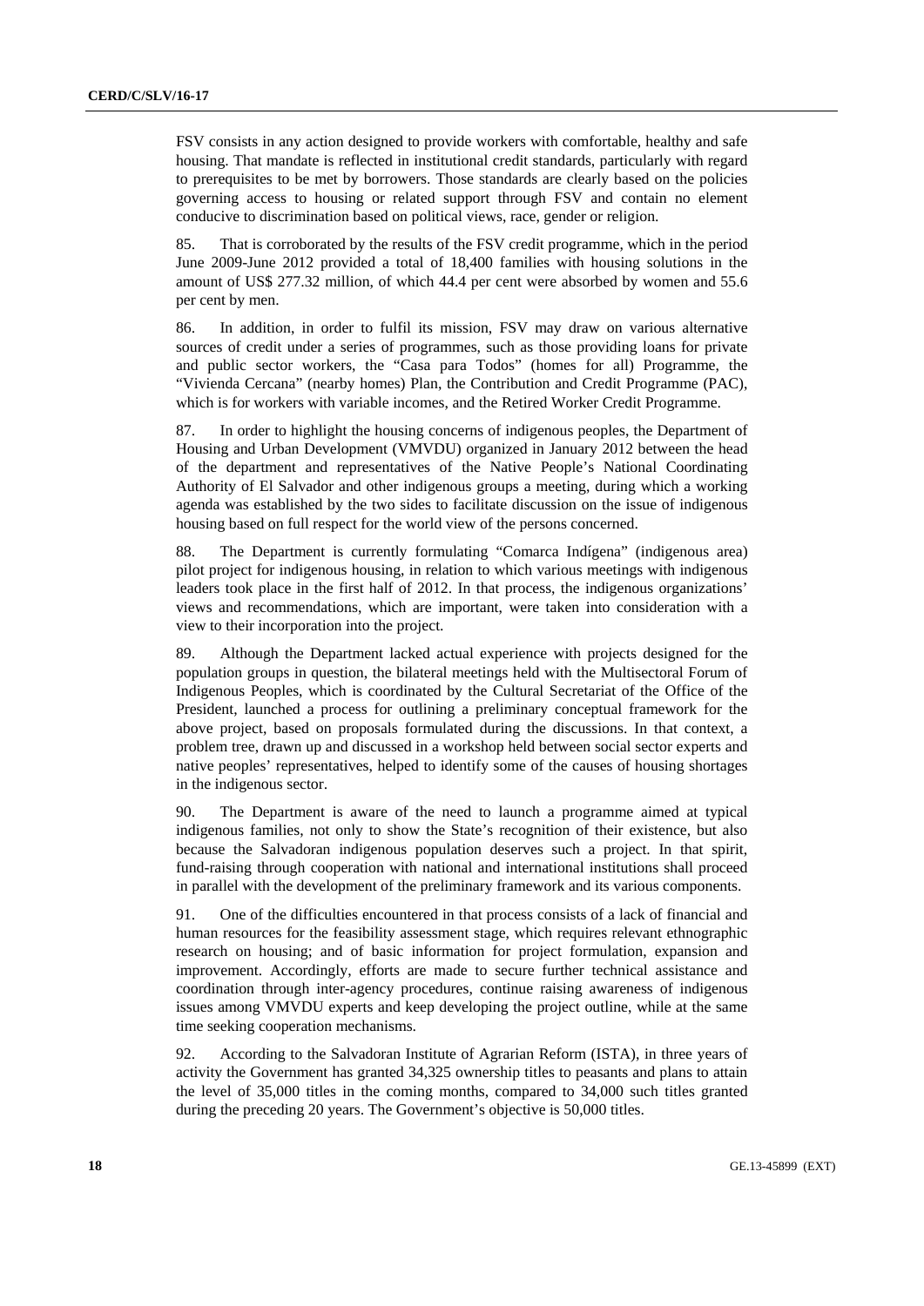FSV consists in any action designed to provide workers with comfortable, healthy and safe housing. That mandate is reflected in institutional credit standards, particularly with regard to prerequisites to be met by borrowers. Those standards are clearly based on the policies governing access to housing or related support through FSV and contain no element conducive to discrimination based on political views, race, gender or religion.

85. That is corroborated by the results of the FSV credit programme, which in the period June 2009-June 2012 provided a total of 18,400 families with housing solutions in the amount of US$ 277.32 million, of which 44.4 per cent were absorbed by women and 55.6 per cent by men.

86. In addition, in order to fulfil its mission, FSV may draw on various alternative sources of credit under a series of programmes, such as those providing loans for private and public sector workers, the "Casa para Todos" (homes for all) Programme, the "Vivienda Cercana" (nearby homes) Plan, the Contribution and Credit Programme (PAC), which is for workers with variable incomes, and the Retired Worker Credit Programme.

87. In order to highlight the housing concerns of indigenous peoples, the Department of Housing and Urban Development (VMVDU) organized in January 2012 between the head of the department and representatives of the Native People's National Coordinating Authority of El Salvador and other indigenous groups a meeting, during which a working agenda was established by the two sides to facilitate discussion on the issue of indigenous housing based on full respect for the world view of the persons concerned.

88. The Department is currently formulating "Comarca Indígena" (indigenous area) pilot project for indigenous housing, in relation to which various meetings with indigenous leaders took place in the first half of 2012. In that process, the indigenous organizations' views and recommendations, which are important, were taken into consideration with a view to their incorporation into the project.

89. Although the Department lacked actual experience with projects designed for the population groups in question, the bilateral meetings held with the Multisectoral Forum of Indigenous Peoples, which is coordinated by the Cultural Secretariat of the Office of the President, launched a process for outlining a preliminary conceptual framework for the above project, based on proposals formulated during the discussions. In that context, a problem tree, drawn up and discussed in a workshop held between social sector experts and native peoples' representatives, helped to identify some of the causes of housing shortages in the indigenous sector.

90. The Department is aware of the need to launch a programme aimed at typical indigenous families, not only to show the State's recognition of their existence, but also because the Salvadoran indigenous population deserves such a project. In that spirit, fund-raising through cooperation with national and international institutions shall proceed in parallel with the development of the preliminary framework and its various components.

91. One of the difficulties encountered in that process consists of a lack of financial and human resources for the feasibility assessment stage, which requires relevant ethnographic research on housing; and of basic information for project formulation, expansion and improvement. Accordingly, efforts are made to secure further technical assistance and coordination through inter-agency procedures, continue raising awareness of indigenous issues among VMVDU experts and keep developing the project outline, while at the same time seeking cooperation mechanisms.

92. According to the Salvadoran Institute of Agrarian Reform (ISTA), in three years of activity the Government has granted 34,325 ownership titles to peasants and plans to attain the level of 35,000 titles in the coming months, compared to 34,000 such titles granted during the preceding 20 years. The Government's objective is 50,000 titles.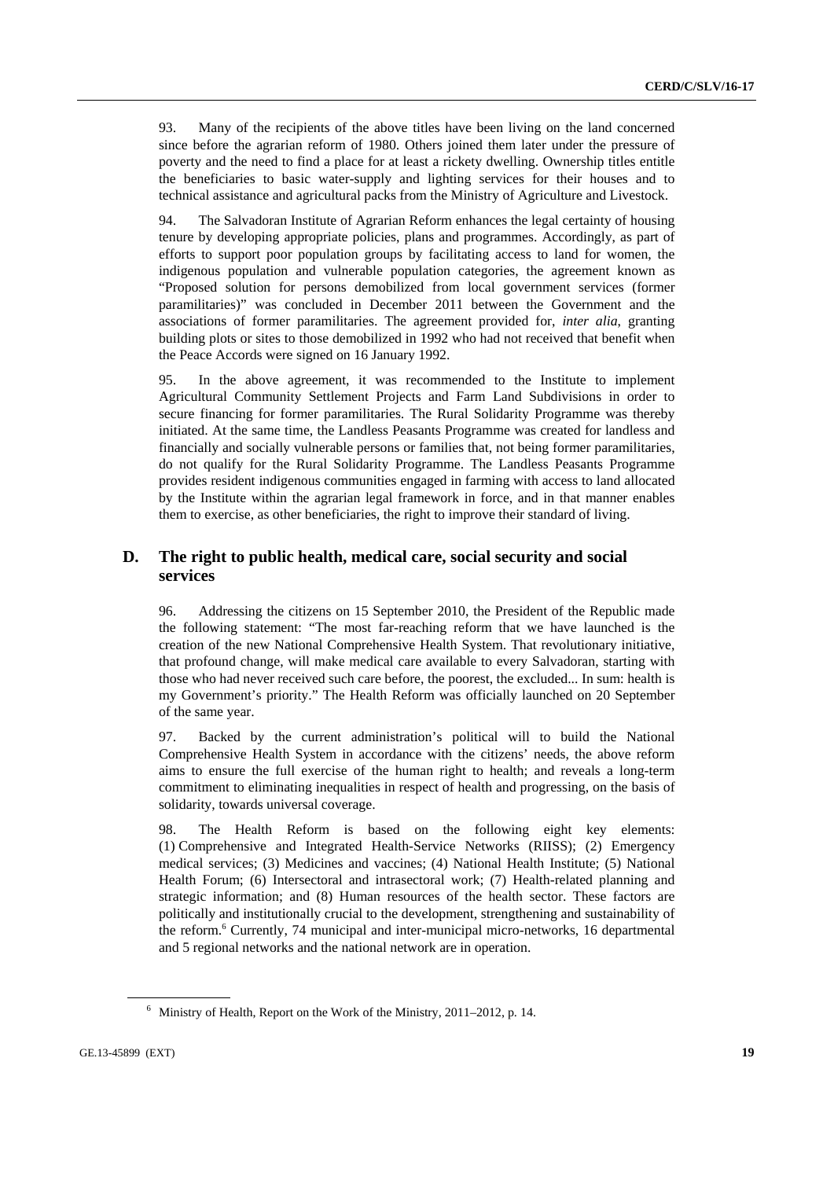93. Many of the recipients of the above titles have been living on the land concerned since before the agrarian reform of 1980. Others joined them later under the pressure of poverty and the need to find a place for at least a rickety dwelling. Ownership titles entitle the beneficiaries to basic water-supply and lighting services for their houses and to technical assistance and agricultural packs from the Ministry of Agriculture and Livestock.

94. The Salvadoran Institute of Agrarian Reform enhances the legal certainty of housing tenure by developing appropriate policies, plans and programmes. Accordingly, as part of efforts to support poor population groups by facilitating access to land for women, the indigenous population and vulnerable population categories, the agreement known as "Proposed solution for persons demobilized from local government services (former paramilitaries)" was concluded in December 2011 between the Government and the associations of former paramilitaries. The agreement provided for, *inter alia*, granting building plots or sites to those demobilized in 1992 who had not received that benefit when the Peace Accords were signed on 16 January 1992.

95. In the above agreement, it was recommended to the Institute to implement Agricultural Community Settlement Projects and Farm Land Subdivisions in order to secure financing for former paramilitaries. The Rural Solidarity Programme was thereby initiated. At the same time, the Landless Peasants Programme was created for landless and financially and socially vulnerable persons or families that, not being former paramilitaries, do not qualify for the Rural Solidarity Programme. The Landless Peasants Programme provides resident indigenous communities engaged in farming with access to land allocated by the Institute within the agrarian legal framework in force, and in that manner enables them to exercise, as other beneficiaries, the right to improve their standard of living.

## D. The right to public health, medical care, social security and social services

96. Addressing the citizens on 15 September 2010, the President of the Republic made the following statement: "The most far-reaching reform that we have launched is the creation of the new National Comprehensive Health System. That revolutionary initiative, that profound change, will make medical care available to every Salvadoran, starting with those who had never received such care before, the poorest, the excluded... In sum: health is my Government's priority." The Health Reform was officially launched on 20 September of the same year.

97. Backed by the current administration's political will to build the National Comprehensive Health System in accordance with the citizens' needs, the above reform aims to ensure the full exercise of the human right to health; and reveals a long-term commitment to eliminating inequalities in respect of health and progressing, on the basis of solidarity, towards universal coverage.

98. The Health Reform is based on the following eight key elements: (1) Comprehensive and Integrated Health-Service Networks (RIISS); (2) Emergency medical services; (3) Medicines and vaccines; (4) National Health Institute; (5) National Health Forum; (6) Intersectoral and intrasectoral work; (7) Health-related planning and strategic information; and (8) Human resources of the health sector. These factors are politically and institutionally crucial to the development, strengthening and sustainability of the reform.[6] Currently, 74 municipal and inter-municipal micro-networks, 16 departmental and 5 regional networks and the national network are in operation.

[6] Ministry of Health, Report on the Work of the Ministry, 2011–2012, p. 14.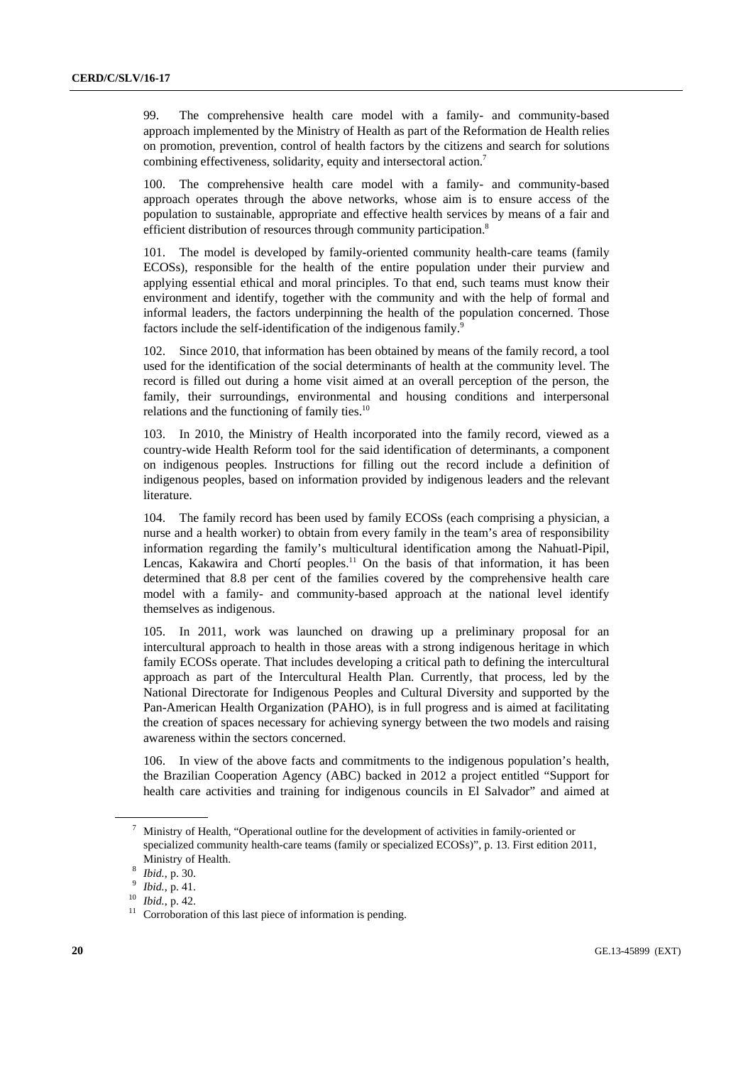99. The comprehensive health care model with a family- and community-based approach implemented by the Ministry of Health as part of the Reformation de Health relies on promotion, prevention, control of health factors by the citizens and search for solutions combining effectiveness, solidarity, equity and intersectoral action.[7]

100. The comprehensive health care model with a family- and community-based approach operates through the above networks, whose aim is to ensure access of the population to sustainable, appropriate and effective health services by means of a fair and efficient distribution of resources through community participation.[8]

101. The model is developed by family-oriented community health-care teams (family ECOSs), responsible for the health of the entire population under their purview and applying essential ethical and moral principles. To that end, such teams must know their environment and identify, together with the community and with the help of formal and informal leaders, the factors underpinning the health of the population concerned. Those factors include the self-identification of the indigenous family.[9]

102. Since 2010, that information has been obtained by means of the family record, a tool used for the identification of the social determinants of health at the community level. The record is filled out during a home visit aimed at an overall perception of the person, the family, their surroundings, environmental and housing conditions and interpersonal relations and the functioning of family ties.[10]

103. In 2010, the Ministry of Health incorporated into the family record, viewed as a country-wide Health Reform tool for the said identification of determinants, a component on indigenous peoples. Instructions for filling out the record include a definition of indigenous peoples, based on information provided by indigenous leaders and the relevant literature.

104. The family record has been used by family ECOSs (each comprising a physician, a nurse and a health worker) to obtain from every family in the team's area of responsibility information regarding the family's multicultural identification among the Nahuatl-Pipil, Lencas, Kakawira and Chortí peoples.[11] On the basis of that information, it has been determined that 8.8 per cent of the families covered by the comprehensive health care model with a family- and community-based approach at the national level identify themselves as indigenous.

105. In 2011, work was launched on drawing up a preliminary proposal for an intercultural approach to health in those areas with a strong indigenous heritage in which family ECOSs operate. That includes developing a critical path to defining the intercultural approach as part of the Intercultural Health Plan. Currently, that process, led by the National Directorate for Indigenous Peoples and Cultural Diversity and supported by the Pan-American Health Organization (PAHO), is in full progress and is aimed at facilitating the creation of spaces necessary for achieving synergy between the two models and raising awareness within the sectors concerned.

106. In view of the above facts and commitments to the indigenous population's health, the Brazilian Cooperation Agency (ABC) backed in 2012 a project entitled "Support for health care activities and training for indigenous councils in El Salvador" and aimed at

---

[7] Ministry of Health, "Operational outline for the development of activities in family-oriented or specialized community health-care teams (family or specialized ECOSs)", p. 13. First edition 2011, Ministry of Health.

[8] *Ibid.*, p. 30.

[9] *Ibid.*, p. 41.

[10] *Ibid.*, p. 42.

[11] Corroboration of this last piece of information is pending.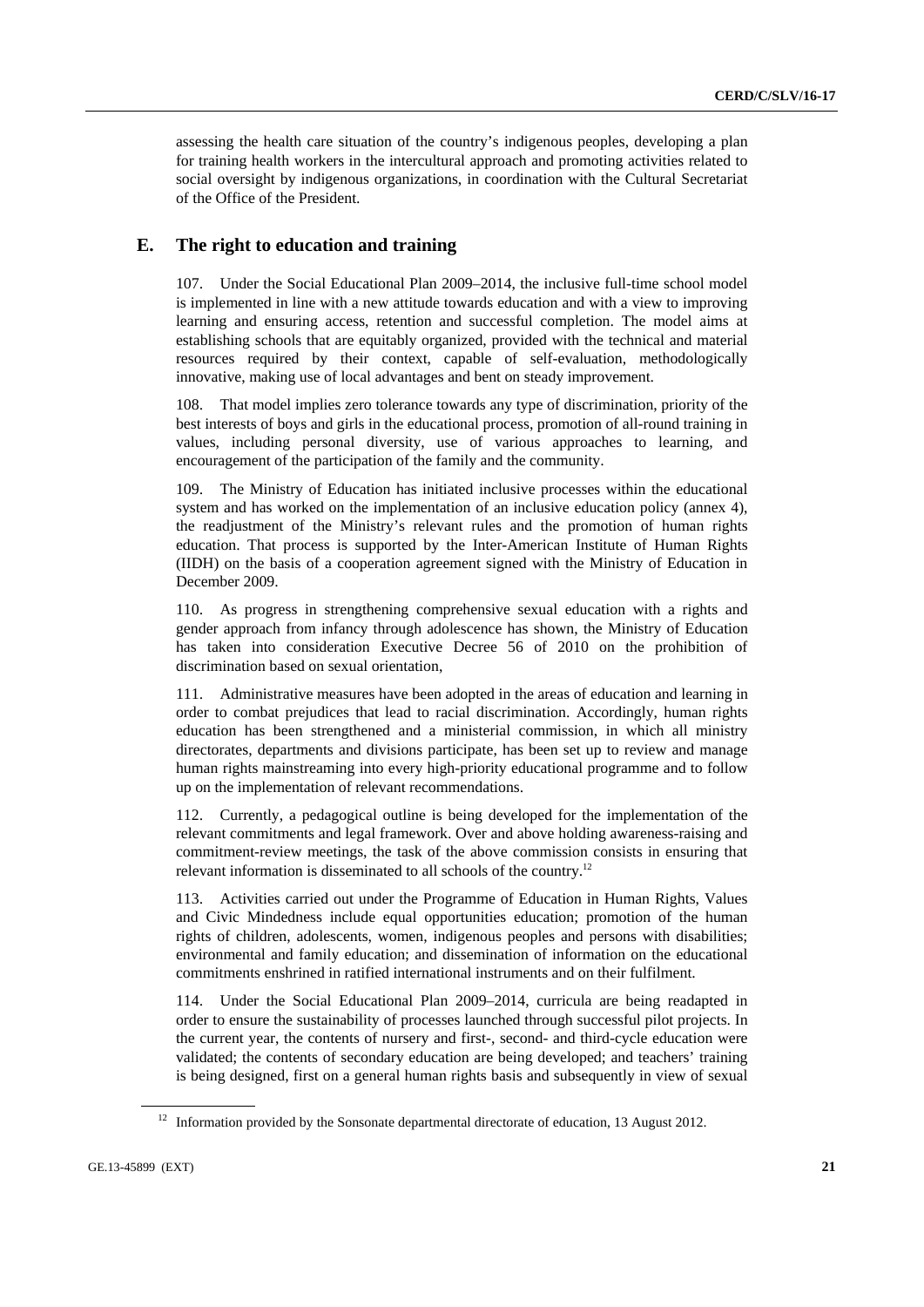assessing the health care situation of the country's indigenous peoples, developing a plan for training health workers in the intercultural approach and promoting activities related to social oversight by indigenous organizations, in coordination with the Cultural Secretariat of the Office of the President.

## E. The right to education and training

107. Under the Social Educational Plan 2009–2014, the inclusive full-time school model is implemented in line with a new attitude towards education and with a view to improving learning and ensuring access, retention and successful completion. The model aims at establishing schools that are equitably organized, provided with the technical and material resources required by their context, capable of self-evaluation, methodologically innovative, making use of local advantages and bent on steady improvement.

108. That model implies zero tolerance towards any type of discrimination, priority of the best interests of boys and girls in the educational process, promotion of all-round training in values, including personal diversity, use of various approaches to learning, and encouragement of the participation of the family and the community.

109. The Ministry of Education has initiated inclusive processes within the educational system and has worked on the implementation of an inclusive education policy (annex 4), the readjustment of the Ministry's relevant rules and the promotion of human rights education. That process is supported by the Inter-American Institute of Human Rights (IIDH) on the basis of a cooperation agreement signed with the Ministry of Education in December 2009.

110. As progress in strengthening comprehensive sexual education with a rights and gender approach from infancy through adolescence has shown, the Ministry of Education has taken into consideration Executive Decree 56 of 2010 on the prohibition of discrimination based on sexual orientation,

111. Administrative measures have been adopted in the areas of education and learning in order to combat prejudices that lead to racial discrimination. Accordingly, human rights education has been strengthened and a ministerial commission, in which all ministry directorates, departments and divisions participate, has been set up to review and manage human rights mainstreaming into every high-priority educational programme and to follow up on the implementation of relevant recommendations.

112. Currently, a pedagogical outline is being developed for the implementation of the relevant commitments and legal framework. Over and above holding awareness-raising and commitment-review meetings, the task of the above commission consists in ensuring that relevant information is disseminated to all schools of the country.[12]

113. Activities carried out under the Programme of Education in Human Rights, Values and Civic Mindedness include equal opportunities education; promotion of the human rights of children, adolescents, women, indigenous peoples and persons with disabilities; environmental and family education; and dissemination of information on the educational commitments enshrined in ratified international instruments and on their fulfilment.

114. Under the Social Educational Plan 2009–2014, curricula are being readapted in order to ensure the sustainability of processes launched through successful pilot projects. In the current year, the contents of nursery and first-, second- and third-cycle education were validated; the contents of secondary education are being developed; and teachers' training is being designed, first on a general human rights basis and subsequently in view of sexual

[12] Information provided by the Sonsonate departmental directorate of education, 13 August 2012.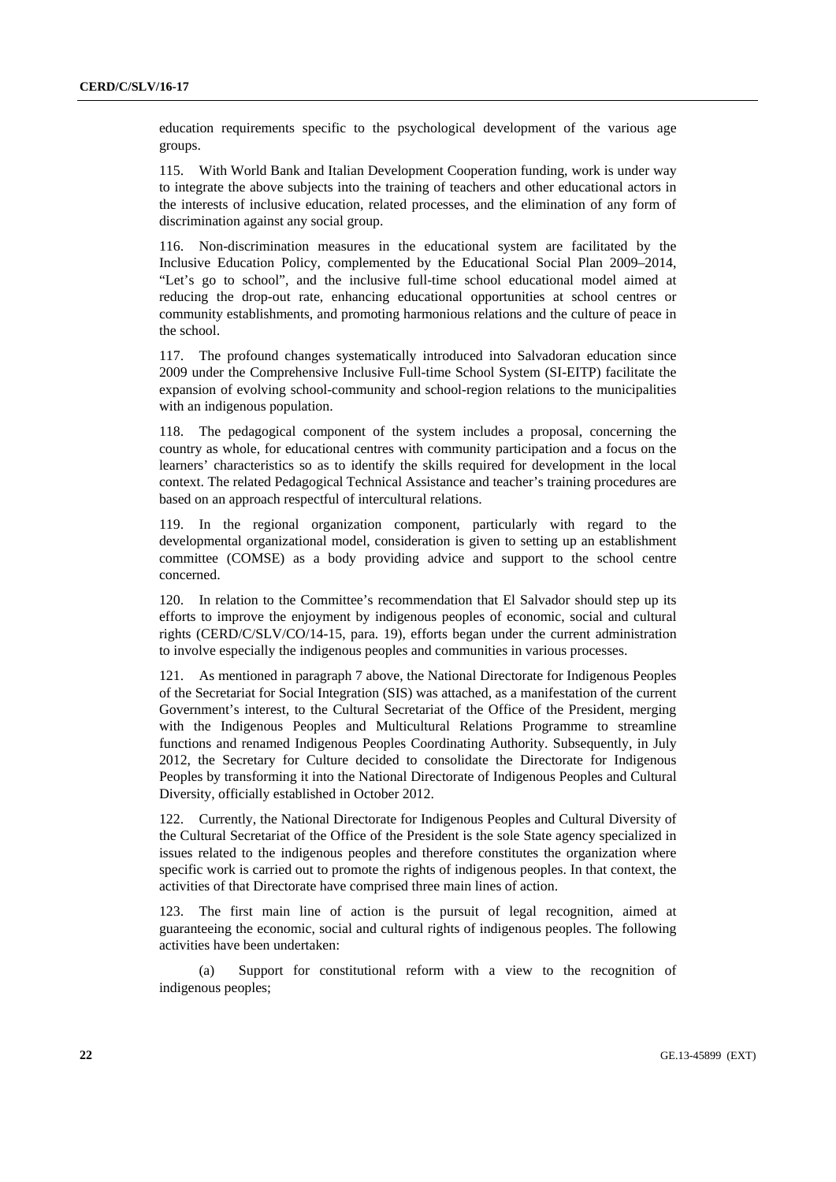education requirements specific to the psychological development of the various age groups.

115. With World Bank and Italian Development Cooperation funding, work is under way to integrate the above subjects into the training of teachers and other educational actors in the interests of inclusive education, related processes, and the elimination of any form of discrimination against any social group.

116. Non-discrimination measures in the educational system are facilitated by the Inclusive Education Policy, complemented by the Educational Social Plan 2009–2014, "Let's go to school", and the inclusive full-time school educational model aimed at reducing the drop-out rate, enhancing educational opportunities at school centres or community establishments, and promoting harmonious relations and the culture of peace in the school.

117. The profound changes systematically introduced into Salvadoran education since 2009 under the Comprehensive Inclusive Full-time School System (SI-EITP) facilitate the expansion of evolving school-community and school-region relations to the municipalities with an indigenous population.

118. The pedagogical component of the system includes a proposal, concerning the country as whole, for educational centres with community participation and a focus on the learners' characteristics so as to identify the skills required for development in the local context. The related Pedagogical Technical Assistance and teacher's training procedures are based on an approach respectful of intercultural relations.

119. In the regional organization component, particularly with regard to the developmental organizational model, consideration is given to setting up an establishment committee (COMSE) as a body providing advice and support to the school centre concerned.

120. In relation to the Committee's recommendation that El Salvador should step up its efforts to improve the enjoyment by indigenous peoples of economic, social and cultural rights (CERD/C/SLV/CO/14-15, para. 19), efforts began under the current administration to involve especially the indigenous peoples and communities in various processes.

121. As mentioned in paragraph 7 above, the National Directorate for Indigenous Peoples of the Secretariat for Social Integration (SIS) was attached, as a manifestation of the current Government's interest, to the Cultural Secretariat of the Office of the President, merging with the Indigenous Peoples and Multicultural Relations Programme to streamline functions and renamed Indigenous Peoples Coordinating Authority. Subsequently, in July 2012, the Secretary for Culture decided to consolidate the Directorate for Indigenous Peoples by transforming it into the National Directorate of Indigenous Peoples and Cultural Diversity, officially established in October 2012.

122. Currently, the National Directorate for Indigenous Peoples and Cultural Diversity of the Cultural Secretariat of the Office of the President is the sole State agency specialized in issues related to the indigenous peoples and therefore constitutes the organization where specific work is carried out to promote the rights of indigenous peoples. In that context, the activities of that Directorate have comprised three main lines of action.

123. The first main line of action is the pursuit of legal recognition, aimed at guaranteeing the economic, social and cultural rights of indigenous peoples. The following activities have been undertaken:

(a) Support for constitutional reform with a view to the recognition of indigenous peoples;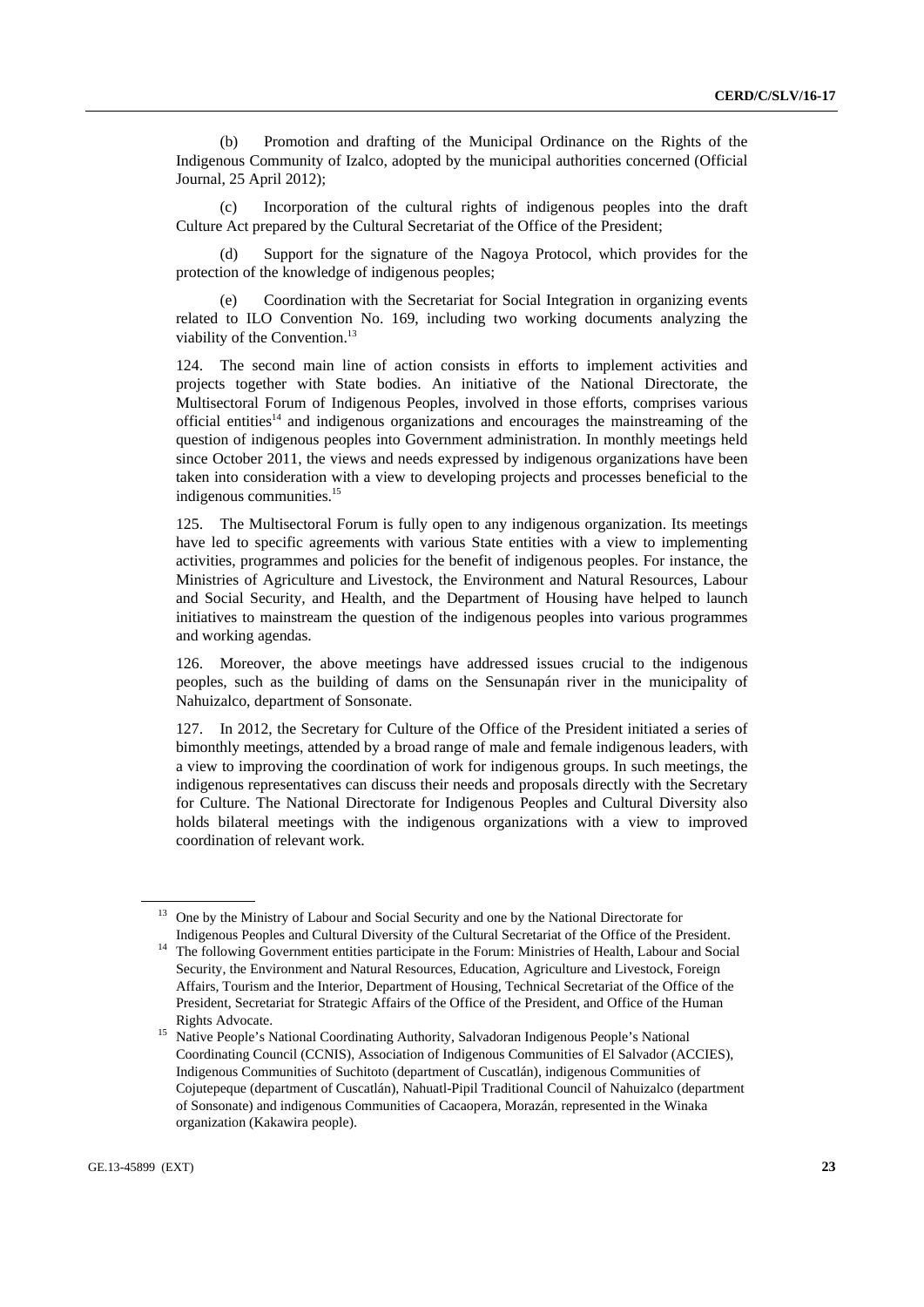(b) Promotion and drafting of the Municipal Ordinance on the Rights of the Indigenous Community of Izalco, adopted by the municipal authorities concerned (Official Journal, 25 April 2012);

(c) Incorporation of the cultural rights of indigenous peoples into the draft Culture Act prepared by the Cultural Secretariat of the Office of the President;

(d) Support for the signature of the Nagoya Protocol, which provides for the protection of the knowledge of indigenous peoples;

(e) Coordination with the Secretariat for Social Integration in organizing events related to ILO Convention No. 169, including two working documents analyzing the viability of the Convention.[13]

124. The second main line of action consists in efforts to implement activities and projects together with State bodies. An initiative of the National Directorate, the Multisectoral Forum of Indigenous Peoples, involved in those efforts, comprises various official entities[14] and indigenous organizations and encourages the mainstreaming of the question of indigenous peoples into Government administration. In monthly meetings held since October 2011, the views and needs expressed by indigenous organizations have been taken into consideration with a view to developing projects and processes beneficial to the indigenous communities.[15]

125. The Multisectoral Forum is fully open to any indigenous organization. Its meetings have led to specific agreements with various State entities with a view to implementing activities, programmes and policies for the benefit of indigenous peoples. For instance, the Ministries of Agriculture and Livestock, the Environment and Natural Resources, Labour and Social Security, and Health, and the Department of Housing have helped to launch initiatives to mainstream the question of the indigenous peoples into various programmes and working agendas.

126. Moreover, the above meetings have addressed issues crucial to the indigenous peoples, such as the building of dams on the Sensunapán river in the municipality of Nahuizalco, department of Sonsonate.

127. In 2012, the Secretary for Culture of the Office of the President initiated a series of bimonthly meetings, attended by a broad range of male and female indigenous leaders, with a view to improving the coordination of work for indigenous groups. In such meetings, the indigenous representatives can discuss their needs and proposals directly with the Secretary for Culture. The National Directorate for Indigenous Peoples and Cultural Diversity also holds bilateral meetings with the indigenous organizations with a view to improved coordination of relevant work.

---

[13] One by the Ministry of Labour and Social Security and one by the National Directorate for Indigenous Peoples and Cultural Diversity of the Cultural Secretariat of the Office of the President.

[14] The following Government entities participate in the Forum: Ministries of Health, Labour and Social Security, the Environment and Natural Resources, Education, Agriculture and Livestock, Foreign Affairs, Tourism and the Interior, Department of Housing, Technical Secretariat of the Office of the President, Secretariat for Strategic Affairs of the Office of the President, and Office of the Human Rights Advocate.

[15] Native People's National Coordinating Authority, Salvadoran Indigenous People's National Coordinating Council (CCNIS), Association of Indigenous Communities of El Salvador (ACCIES), Indigenous Communities of Suchitoto (department of Cuscatlán), indigenous Communities of Cojutepeque (department of Cuscatlán), Nahuatl-Pipil Traditional Council of Nahuizalco (department of Sonsonate) and indigenous Communities of Cacaopera, Morazán, represented in the Winaka organization (Kakawira people).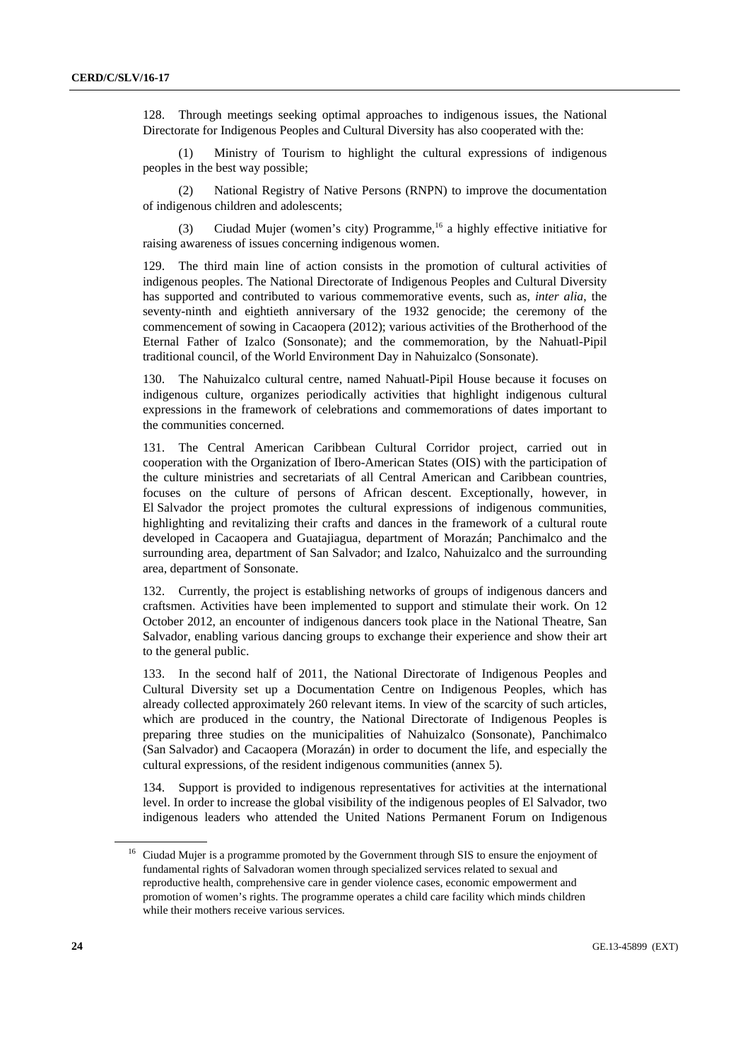128. Through meetings seeking optimal approaches to indigenous issues, the National Directorate for Indigenous Peoples and Cultural Diversity has also cooperated with the:

(1) Ministry of Tourism to highlight the cultural expressions of indigenous peoples in the best way possible;

(2) National Registry of Native Persons (RNPN) to improve the documentation of indigenous children and adolescents;

(3) Ciudad Mujer (women's city) Programme,[16] a highly effective initiative for raising awareness of issues concerning indigenous women.

129. The third main line of action consists in the promotion of cultural activities of indigenous peoples. The National Directorate of Indigenous Peoples and Cultural Diversity has supported and contributed to various commemorative events, such as, *inter alia*, the seventy-ninth and eightieth anniversary of the 1932 genocide; the ceremony of the commencement of sowing in Cacaopera (2012); various activities of the Brotherhood of the Eternal Father of Izalco (Sonsonate); and the commemoration, by the Nahuatl-Pipil traditional council, of the World Environment Day in Nahuizalco (Sonsonate).

130. The Nahuizalco cultural centre, named Nahuatl-Pipil House because it focuses on indigenous culture, organizes periodically activities that highlight indigenous cultural expressions in the framework of celebrations and commemorations of dates important to the communities concerned.

131. The Central American Caribbean Cultural Corridor project, carried out in cooperation with the Organization of Ibero-American States (OIS) with the participation of the culture ministries and secretariats of all Central American and Caribbean countries, focuses on the culture of persons of African descent. Exceptionally, however, in El Salvador the project promotes the cultural expressions of indigenous communities, highlighting and revitalizing their crafts and dances in the framework of a cultural route developed in Cacaopera and Guatajiagua, department of Morazán; Panchimalco and the surrounding area, department of San Salvador; and Izalco, Nahuizalco and the surrounding area, department of Sonsonate.

132. Currently, the project is establishing networks of groups of indigenous dancers and craftsmen. Activities have been implemented to support and stimulate their work. On 12 October 2012, an encounter of indigenous dancers took place in the National Theatre, San Salvador, enabling various dancing groups to exchange their experience and show their art to the general public.

133. In the second half of 2011, the National Directorate of Indigenous Peoples and Cultural Diversity set up a Documentation Centre on Indigenous Peoples, which has already collected approximately 260 relevant items. In view of the scarcity of such articles, which are produced in the country, the National Directorate of Indigenous Peoples is preparing three studies on the municipalities of Nahuizalco (Sonsonate), Panchimalco (San Salvador) and Cacaopera (Morazán) in order to document the life, and especially the cultural expressions, of the resident indigenous communities (annex 5).

134. Support is provided to indigenous representatives for activities at the international level. In order to increase the global visibility of the indigenous peoples of El Salvador, two indigenous leaders who attended the United Nations Permanent Forum on Indigenous

[16] Ciudad Mujer is a programme promoted by the Government through SIS to ensure the enjoyment of fundamental rights of Salvadoran women through specialized services related to sexual and reproductive health, comprehensive care in gender violence cases, economic empowerment and promotion of women's rights. The programme operates a child care facility which minds children while their mothers receive various services.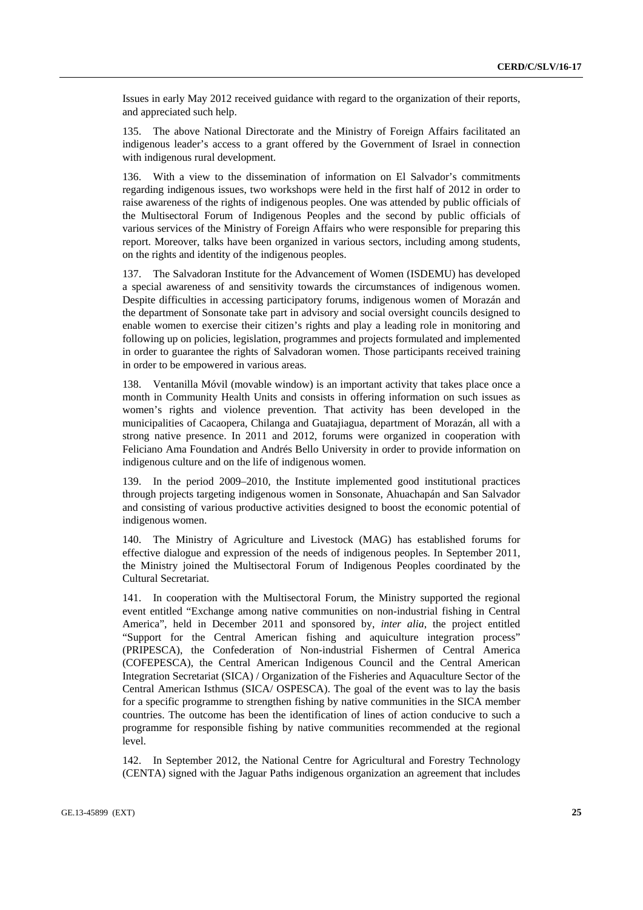Issues in early May 2012 received guidance with regard to the organization of their reports, and appreciated such help.

135. The above National Directorate and the Ministry of Foreign Affairs facilitated an indigenous leader's access to a grant offered by the Government of Israel in connection with indigenous rural development.

136. With a view to the dissemination of information on El Salvador's commitments regarding indigenous issues, two workshops were held in the first half of 2012 in order to raise awareness of the rights of indigenous peoples. One was attended by public officials of the Multisectoral Forum of Indigenous Peoples and the second by public officials of various services of the Ministry of Foreign Affairs who were responsible for preparing this report. Moreover, talks have been organized in various sectors, including among students, on the rights and identity of the indigenous peoples.

137. The Salvadoran Institute for the Advancement of Women (ISDEMU) has developed a special awareness of and sensitivity towards the circumstances of indigenous women. Despite difficulties in accessing participatory forums, indigenous women of Morazán and the department of Sonsonate take part in advisory and social oversight councils designed to enable women to exercise their citizen's rights and play a leading role in monitoring and following up on policies, legislation, programmes and projects formulated and implemented in order to guarantee the rights of Salvadoran women. Those participants received training in order to be empowered in various areas.

138. Ventanilla Móvil (movable window) is an important activity that takes place once a month in Community Health Units and consists in offering information on such issues as women's rights and violence prevention. That activity has been developed in the municipalities of Cacaopera, Chilanga and Guatajiagua, department of Morazán, all with a strong native presence. In 2011 and 2012, forums were organized in cooperation with Feliciano Ama Foundation and Andrés Bello University in order to provide information on indigenous culture and on the life of indigenous women.

139. In the period 2009–2010, the Institute implemented good institutional practices through projects targeting indigenous women in Sonsonate, Ahuachapán and San Salvador and consisting of various productive activities designed to boost the economic potential of indigenous women.

140. The Ministry of Agriculture and Livestock (MAG) has established forums for effective dialogue and expression of the needs of indigenous peoples. In September 2011, the Ministry joined the Multisectoral Forum of Indigenous Peoples coordinated by the Cultural Secretariat.

141. In cooperation with the Multisectoral Forum, the Ministry supported the regional event entitled "Exchange among native communities on non-industrial fishing in Central America", held in December 2011 and sponsored by, *inter alia*, the project entitled "Support for the Central American fishing and aquiculture integration process" (PRIPESCA), the Confederation of Non-industrial Fishermen of Central America (COFEPESCA), the Central American Indigenous Council and the Central American Integration Secretariat (SICA) / Organization of the Fisheries and Aquaculture Sector of the Central American Isthmus (SICA/ OSPESCA). The goal of the event was to lay the basis for a specific programme to strengthen fishing by native communities in the SICA member countries. The outcome has been the identification of lines of action conducive to such a programme for responsible fishing by native communities recommended at the regional level.

142. In September 2012, the National Centre for Agricultural and Forestry Technology (CENTA) signed with the Jaguar Paths indigenous organization an agreement that includes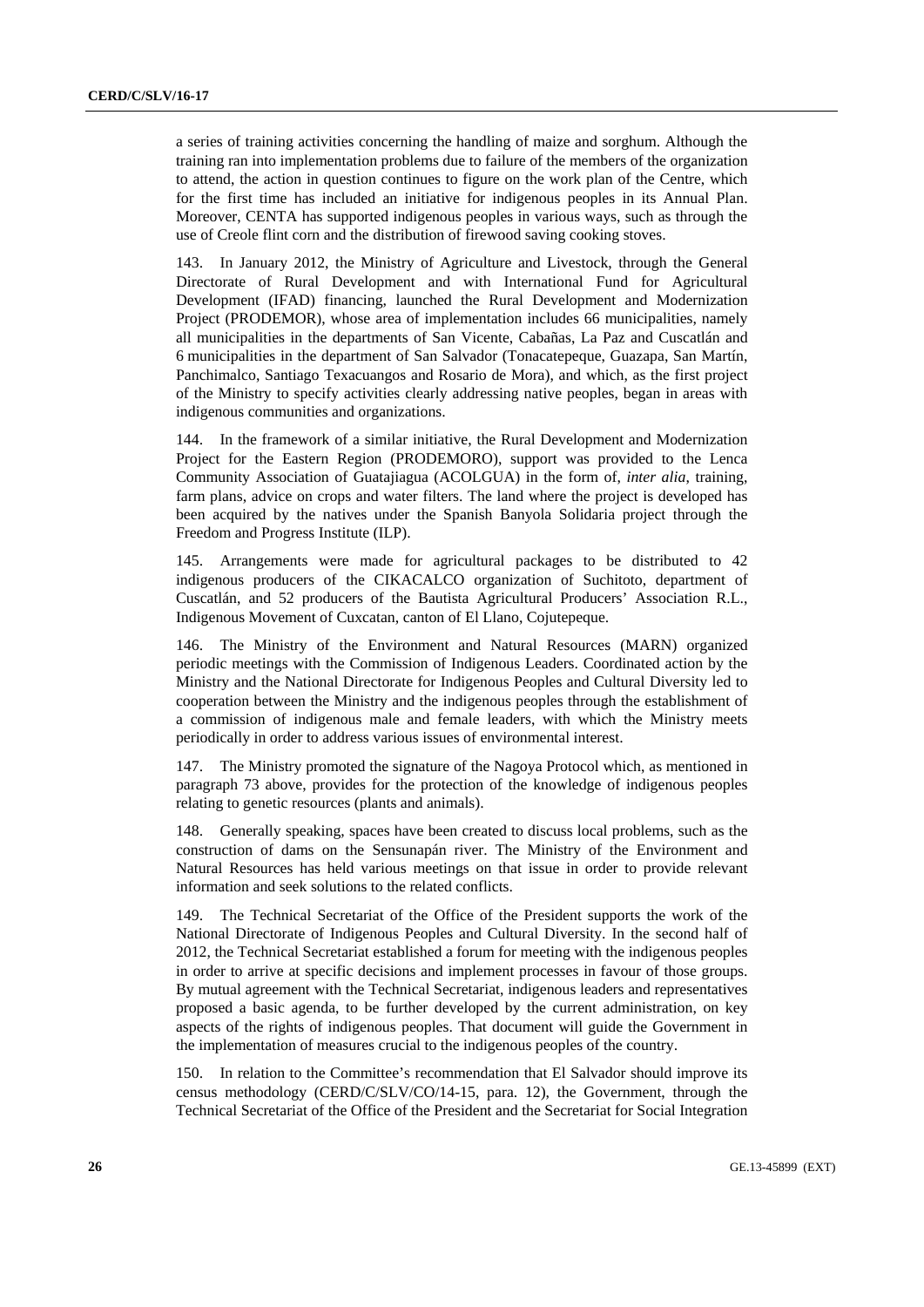a series of training activities concerning the handling of maize and sorghum. Although the training ran into implementation problems due to failure of the members of the organization to attend, the action in question continues to figure on the work plan of the Centre, which for the first time has included an initiative for indigenous peoples in its Annual Plan. Moreover, CENTA has supported indigenous peoples in various ways, such as through the use of Creole flint corn and the distribution of firewood saving cooking stoves.

143. In January 2012, the Ministry of Agriculture and Livestock, through the General Directorate of Rural Development and with International Fund for Agricultural Development (IFAD) financing, launched the Rural Development and Modernization Project (PRODEMOR), whose area of implementation includes 66 municipalities, namely all municipalities in the departments of San Vicente, Cabañas, La Paz and Cuscatlán and 6 municipalities in the department of San Salvador (Tonacatepeque, Guazapa, San Martín, Panchimalco, Santiago Texacuangos and Rosario de Mora), and which, as the first project of the Ministry to specify activities clearly addressing native peoples, began in areas with indigenous communities and organizations.

144. In the framework of a similar initiative, the Rural Development and Modernization Project for the Eastern Region (PRODEMORO), support was provided to the Lenca Community Association of Guatajiagua (ACOLGUA) in the form of, *inter alia*, training, farm plans, advice on crops and water filters. The land where the project is developed has been acquired by the natives under the Spanish Banyola Solidaria project through the Freedom and Progress Institute (ILP).

145. Arrangements were made for agricultural packages to be distributed to 42 indigenous producers of the CIKACALCO organization of Suchitoto, department of Cuscatlán, and 52 producers of the Bautista Agricultural Producers' Association R.L., Indigenous Movement of Cuxcatan, canton of El Llano, Cojutepeque.

146. The Ministry of the Environment and Natural Resources (MARN) organized periodic meetings with the Commission of Indigenous Leaders. Coordinated action by the Ministry and the National Directorate for Indigenous Peoples and Cultural Diversity led to cooperation between the Ministry and the indigenous peoples through the establishment of a commission of indigenous male and female leaders, with which the Ministry meets periodically in order to address various issues of environmental interest.

147. The Ministry promoted the signature of the Nagoya Protocol which, as mentioned in paragraph 73 above, provides for the protection of the knowledge of indigenous peoples relating to genetic resources (plants and animals).

148. Generally speaking, spaces have been created to discuss local problems, such as the construction of dams on the Sensunapán river. The Ministry of the Environment and Natural Resources has held various meetings on that issue in order to provide relevant information and seek solutions to the related conflicts.

149. The Technical Secretariat of the Office of the President supports the work of the National Directorate of Indigenous Peoples and Cultural Diversity. In the second half of 2012, the Technical Secretariat established a forum for meeting with the indigenous peoples in order to arrive at specific decisions and implement processes in favour of those groups. By mutual agreement with the Technical Secretariat, indigenous leaders and representatives proposed a basic agenda, to be further developed by the current administration, on key aspects of the rights of indigenous peoples. That document will guide the Government in the implementation of measures crucial to the indigenous peoples of the country.

150. In relation to the Committee's recommendation that El Salvador should improve its census methodology (CERD/C/SLV/CO/14-15, para. 12), the Government, through the Technical Secretariat of the Office of the President and the Secretariat for Social Integration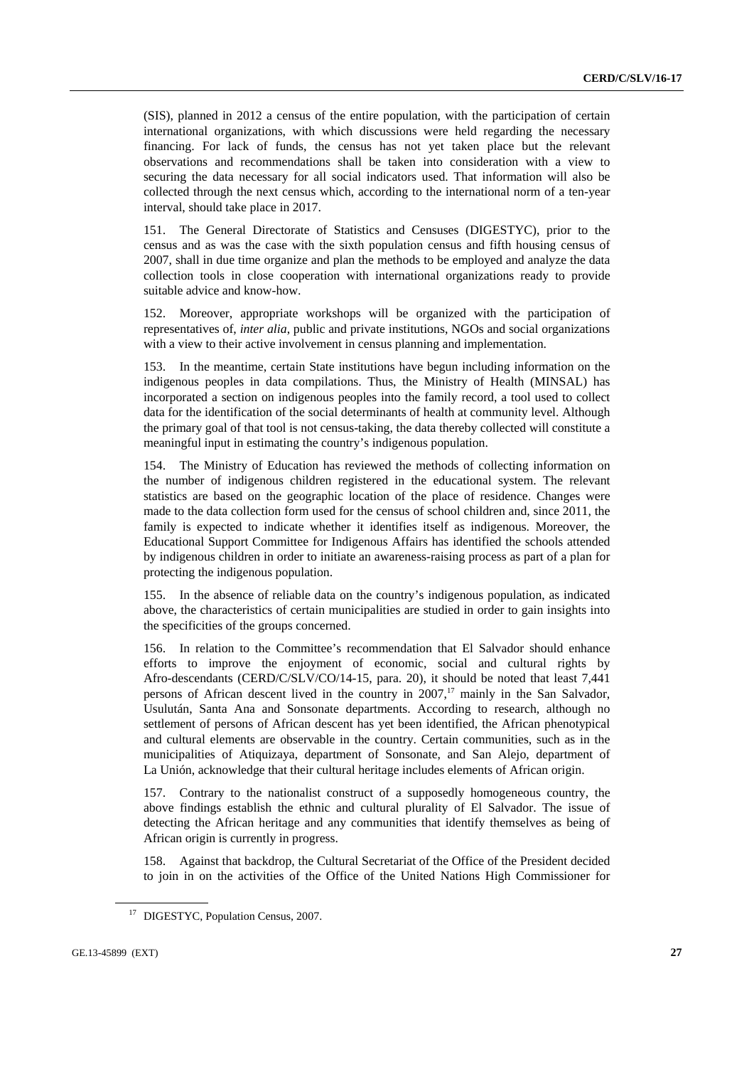(SIS), planned in 2012 a census of the entire population, with the participation of certain international organizations, with which discussions were held regarding the necessary financing. For lack of funds, the census has not yet taken place but the relevant observations and recommendations shall be taken into consideration with a view to securing the data necessary for all social indicators used. That information will also be collected through the next census which, according to the international norm of a ten-year interval, should take place in 2017.

151. The General Directorate of Statistics and Censuses (DIGESTYC), prior to the census and as was the case with the sixth population census and fifth housing census of 2007, shall in due time organize and plan the methods to be employed and analyze the data collection tools in close cooperation with international organizations ready to provide suitable advice and know-how.

152. Moreover, appropriate workshops will be organized with the participation of representatives of, *inter alia*, public and private institutions, NGOs and social organizations with a view to their active involvement in census planning and implementation.

153. In the meantime, certain State institutions have begun including information on the indigenous peoples in data compilations. Thus, the Ministry of Health (MINSAL) has incorporated a section on indigenous peoples into the family record, a tool used to collect data for the identification of the social determinants of health at community level. Although the primary goal of that tool is not census-taking, the data thereby collected will constitute a meaningful input in estimating the country's indigenous population.

154. The Ministry of Education has reviewed the methods of collecting information on the number of indigenous children registered in the educational system. The relevant statistics are based on the geographic location of the place of residence. Changes were made to the data collection form used for the census of school children and, since 2011, the family is expected to indicate whether it identifies itself as indigenous. Moreover, the Educational Support Committee for Indigenous Affairs has identified the schools attended by indigenous children in order to initiate an awareness-raising process as part of a plan for protecting the indigenous population.

155. In the absence of reliable data on the country's indigenous population, as indicated above, the characteristics of certain municipalities are studied in order to gain insights into the specificities of the groups concerned.

156. In relation to the Committee's recommendation that El Salvador should enhance efforts to improve the enjoyment of economic, social and cultural rights by Afro-descendants (CERD/C/SLV/CO/14-15, para. 20), it should be noted that least 7,441 persons of African descent lived in the country in 2007,[17] mainly in the San Salvador, Usulután, Santa Ana and Sonsonate departments. According to research, although no settlement of persons of African descent has yet been identified, the African phenotypical and cultural elements are observable in the country. Certain communities, such as in the municipalities of Atiquizaya, department of Sonsonate, and San Alejo, department of La Unión, acknowledge that their cultural heritage includes elements of African origin.

157. Contrary to the nationalist construct of a supposedly homogeneous country, the above findings establish the ethnic and cultural plurality of El Salvador. The issue of detecting the African heritage and any communities that identify themselves as being of African origin is currently in progress.

158. Against that backdrop, the Cultural Secretariat of the Office of the President decided to join in on the activities of the Office of the United Nations High Commissioner for

[17] DIGESTYC, Population Census, 2007.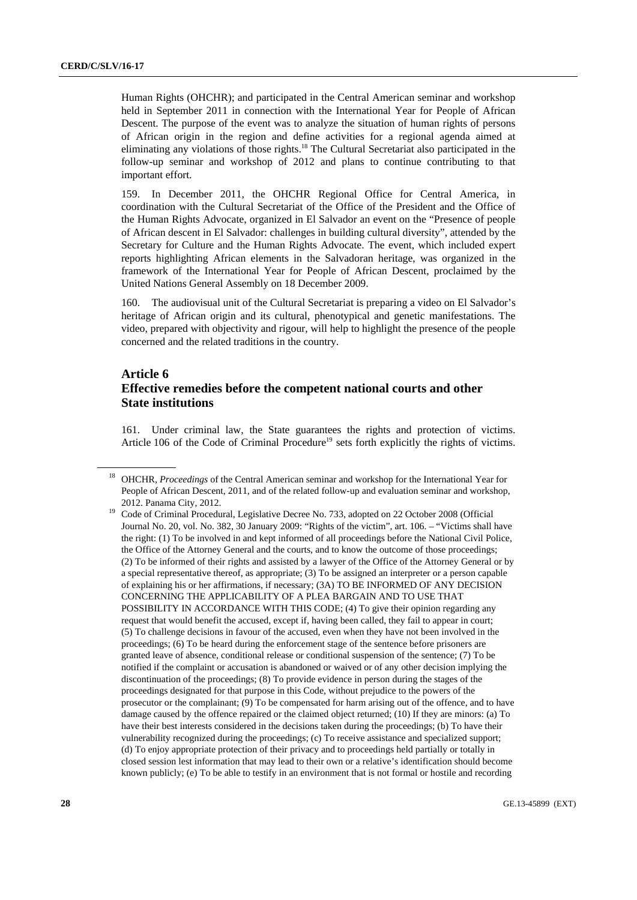Human Rights (OHCHR); and participated in the Central American seminar and workshop held in September 2011 in connection with the International Year for People of African Descent. The purpose of the event was to analyze the situation of human rights of persons of African origin in the region and define activities for a regional agenda aimed at eliminating any violations of those rights.[18] The Cultural Secretariat also participated in the follow-up seminar and workshop of 2012 and plans to continue contributing to that important effort.

159. In December 2011, the OHCHR Regional Office for Central America, in coordination with the Cultural Secretariat of the Office of the President and the Office of the Human Rights Advocate, organized in El Salvador an event on the "Presence of people of African descent in El Salvador: challenges in building cultural diversity", attended by the Secretary for Culture and the Human Rights Advocate. The event, which included expert reports highlighting African elements in the Salvadoran heritage, was organized in the framework of the International Year for People of African Descent, proclaimed by the United Nations General Assembly on 18 December 2009.

160. The audiovisual unit of the Cultural Secretariat is preparing a video on El Salvador's heritage of African origin and its cultural, phenotypical and genetic manifestations. The video, prepared with objectivity and rigour, will help to highlight the presence of the people concerned and the related traditions in the country.

## Article 6
## Effective remedies before the competent national courts and other State institutions

161. Under criminal law, the State guarantees the rights and protection of victims. Article 106 of the Code of Criminal Procedure[19] sets forth explicitly the rights of victims.

---

[18] OHCHR, *Proceedings* of the Central American seminar and workshop for the International Year for People of African Descent, 2011, and of the related follow-up and evaluation seminar and workshop, 2012. Panama City, 2012.

[19] Code of Criminal Procedural, Legislative Decree No. 733, adopted on 22 October 2008 (Official Journal No. 20, vol. No. 382, 30 January 2009: "Rights of the victim", art. 106. – "Victims shall have the right: (1) To be involved in and kept informed of all proceedings before the National Civil Police, the Office of the Attorney General and the courts, and to know the outcome of those proceedings; (2) To be informed of their rights and assisted by a lawyer of the Office of the Attorney General or by a special representative thereof, as appropriate; (3) To be assigned an interpreter or a person capable of explaining his or her affirmations, if necessary; (3A) TO BE INFORMED OF ANY DECISION CONCERNING THE APPLICABILITY OF A PLEA BARGAIN AND TO USE THAT POSSIBILITY IN ACCORDANCE WITH THIS CODE; (4) To give their opinion regarding any request that would benefit the accused, except if, having been called, they fail to appear in court; (5) To challenge decisions in favour of the accused, even when they have not been involved in the proceedings; (6) To be heard during the enforcement stage of the sentence before prisoners are granted leave of absence, conditional release or conditional suspension of the sentence; (7) To be notified if the complaint or accusation is abandoned or waived or of any other decision implying the discontinuation of the proceedings; (8) To provide evidence in person during the stages of the proceedings designated for that purpose in this Code, without prejudice to the powers of the prosecutor or the complainant; (9) To be compensated for harm arising out of the offence, and to have damage caused by the offence repaired or the claimed object returned; (10) If they are minors: (a) To have their best interests considered in the decisions taken during the proceedings; (b) To have their vulnerability recognized during the proceedings; (c) To receive assistance and specialized support; (d) To enjoy appropriate protection of their privacy and to proceedings held partially or totally in closed session lest information that may lead to their own or a relative's identification should become known publicly; (e) To be able to testify in an environment that is not formal or hostile and recording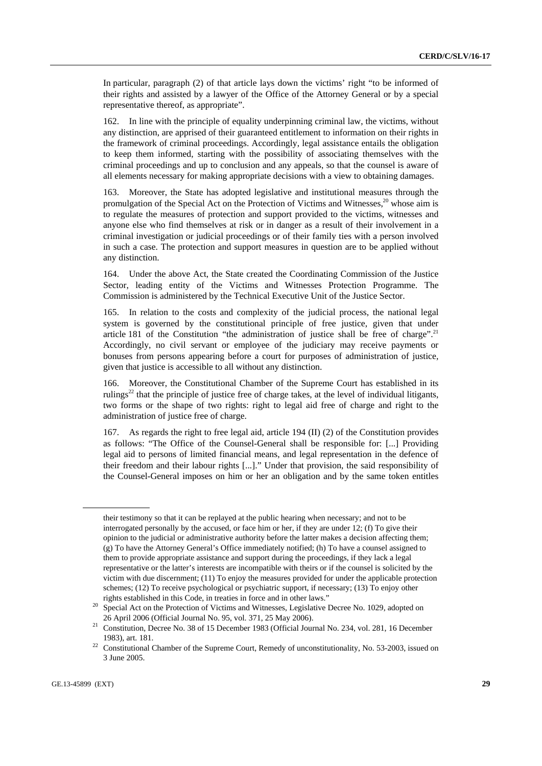In particular, paragraph (2) of that article lays down the victims' right "to be informed of their rights and assisted by a lawyer of the Office of the Attorney General or by a special representative thereof, as appropriate".

162. In line with the principle of equality underpinning criminal law, the victims, without any distinction, are apprised of their guaranteed entitlement to information on their rights in the framework of criminal proceedings. Accordingly, legal assistance entails the obligation to keep them informed, starting with the possibility of associating themselves with the criminal proceedings and up to conclusion and any appeals, so that the counsel is aware of all elements necessary for making appropriate decisions with a view to obtaining damages.

163. Moreover, the State has adopted legislative and institutional measures through the promulgation of the Special Act on the Protection of Victims and Witnesses,[20] whose aim is to regulate the measures of protection and support provided to the victims, witnesses and anyone else who find themselves at risk or in danger as a result of their involvement in a criminal investigation or judicial proceedings or of their family ties with a person involved in such a case. The protection and support measures in question are to be applied without any distinction.

164. Under the above Act, the State created the Coordinating Commission of the Justice Sector, leading entity of the Victims and Witnesses Protection Programme. The Commission is administered by the Technical Executive Unit of the Justice Sector.

165. In relation to the costs and complexity of the judicial process, the national legal system is governed by the constitutional principle of free justice, given that under article 181 of the Constitution "the administration of justice shall be free of charge".[21] Accordingly, no civil servant or employee of the judiciary may receive payments or bonuses from persons appearing before a court for purposes of administration of justice, given that justice is accessible to all without any distinction.

166. Moreover, the Constitutional Chamber of the Supreme Court has established in its rulings[22] that the principle of justice free of charge takes, at the level of individual litigants, two forms or the shape of two rights: right to legal aid free of charge and right to the administration of justice free of charge.

167. As regards the right to free legal aid, article 194 (II) (2) of the Constitution provides as follows: "The Office of the Counsel-General shall be responsible for: [...] Providing legal aid to persons of limited financial means, and legal representation in the defence of their freedom and their labour rights [...]." Under that provision, the said responsibility of the Counsel-General imposes on him or her an obligation and by the same token entitles

---

their testimony so that it can be replayed at the public hearing when necessary; and not to be interrogated personally by the accused, or face him or her, if they are under 12; (f) To give their opinion to the judicial or administrative authority before the latter makes a decision affecting them; (g) To have the Attorney General's Office immediately notified; (h) To have a counsel assigned to them to provide appropriate assistance and support during the proceedings, if they lack a legal representative or the latter's interests are incompatible with theirs or if the counsel is solicited by the victim with due discernment; (11) To enjoy the measures provided for under the applicable protection schemes; (12) To receive psychological or psychiatric support, if necessary; (13) To enjoy other rights established in this Code, in treaties in force and in other laws."

[20] Special Act on the Protection of Victims and Witnesses, Legislative Decree No. 1029, adopted on 26 April 2006 (Official Journal No. 95, vol. 371, 25 May 2006).

[21] Constitution, Decree No. 38 of 15 December 1983 (Official Journal No. 234, vol. 281, 16 December 1983), art. 181.

[22] Constitutional Chamber of the Supreme Court, Remedy of unconstitutionality, No. 53-2003, issued on 3 June 2005.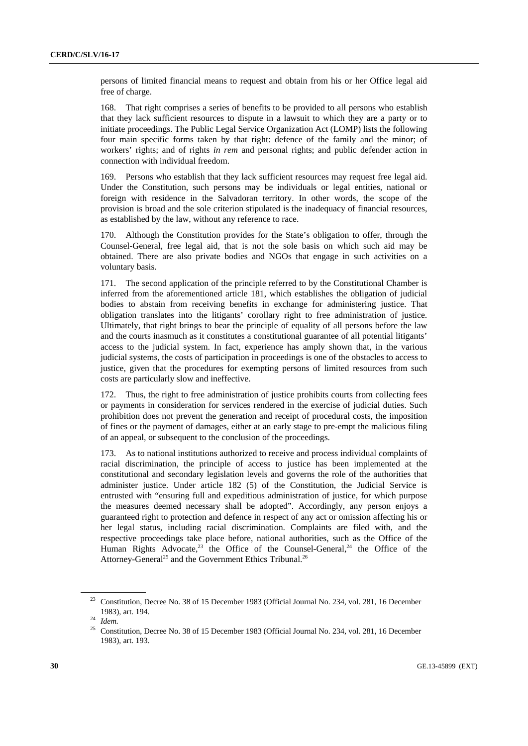persons of limited financial means to request and obtain from his or her Office legal aid free of charge.

168. That right comprises a series of benefits to be provided to all persons who establish that they lack sufficient resources to dispute in a lawsuit to which they are a party or to initiate proceedings. The Public Legal Service Organization Act (LOMP) lists the following four main specific forms taken by that right: defence of the family and the minor; of workers' rights; and of rights *in rem* and personal rights; and public defender action in connection with individual freedom.

169. Persons who establish that they lack sufficient resources may request free legal aid. Under the Constitution, such persons may be individuals or legal entities, national or foreign with residence in the Salvadoran territory. In other words, the scope of the provision is broad and the sole criterion stipulated is the inadequacy of financial resources, as established by the law, without any reference to race.

170. Although the Constitution provides for the State's obligation to offer, through the Counsel-General, free legal aid, that is not the sole basis on which such aid may be obtained. There are also private bodies and NGOs that engage in such activities on a voluntary basis.

171. The second application of the principle referred to by the Constitutional Chamber is inferred from the aforementioned article 181, which establishes the obligation of judicial bodies to abstain from receiving benefits in exchange for administering justice. That obligation translates into the litigants' corollary right to free administration of justice. Ultimately, that right brings to bear the principle of equality of all persons before the law and the courts inasmuch as it constitutes a constitutional guarantee of all potential litigants' access to the judicial system. In fact, experience has amply shown that, in the various judicial systems, the costs of participation in proceedings is one of the obstacles to access to justice, given that the procedures for exempting persons of limited resources from such costs are particularly slow and ineffective.

172. Thus, the right to free administration of justice prohibits courts from collecting fees or payments in consideration for services rendered in the exercise of judicial duties. Such prohibition does not prevent the generation and receipt of procedural costs, the imposition of fines or the payment of damages, either at an early stage to pre-empt the malicious filing of an appeal, or subsequent to the conclusion of the proceedings.

173. As to national institutions authorized to receive and process individual complaints of racial discrimination, the principle of access to justice has been implemented at the constitutional and secondary legislation levels and governs the role of the authorities that administer justice. Under article 182 (5) of the Constitution, the Judicial Service is entrusted with "ensuring full and expeditious administration of justice, for which purpose the measures deemed necessary shall be adopted". Accordingly, any person enjoys a guaranteed right to protection and defence in respect of any act or omission affecting his or her legal status, including racial discrimination. Complaints are filed with, and the respective proceedings take place before, national authorities, such as the Office of the Human Rights Advocate,[23] the Office of the Counsel-General,[24] the Office of the Attorney-General[25] and the Government Ethics Tribunal.[26]

---

[23] Constitution, Decree No. 38 of 15 December 1983 (Official Journal No. 234, vol. 281, 16 December 1983), art. 194.

[24] *Idem.*

[25] Constitution, Decree No. 38 of 15 December 1983 (Official Journal No. 234, vol. 281, 16 December 1983), art. 193.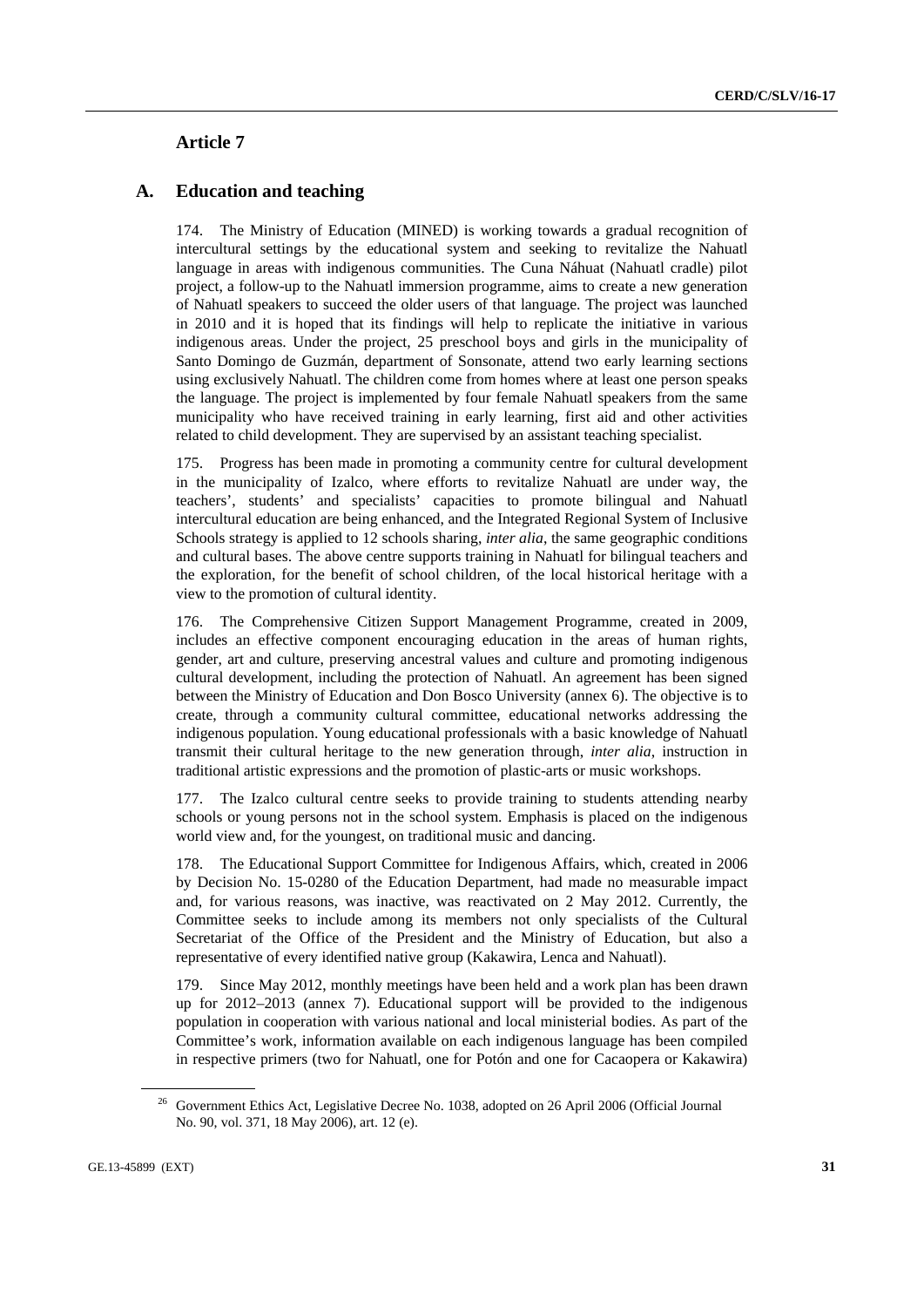## Article 7

### A. Education and teaching

174. The Ministry of Education (MINED) is working towards a gradual recognition of intercultural settings by the educational system and seeking to revitalize the Nahuatl language in areas with indigenous communities. The Cuna Náhuat (Nahuatl cradle) pilot project, a follow-up to the Nahuatl immersion programme, aims to create a new generation of Nahuatl speakers to succeed the older users of that language. The project was launched in 2010 and it is hoped that its findings will help to replicate the initiative in various indigenous areas. Under the project, 25 preschool boys and girls in the municipality of Santo Domingo de Guzmán, department of Sonsonate, attend two early learning sections using exclusively Nahuatl. The children come from homes where at least one person speaks the language. The project is implemented by four female Nahuatl speakers from the same municipality who have received training in early learning, first aid and other activities related to child development. They are supervised by an assistant teaching specialist.

175. Progress has been made in promoting a community centre for cultural development in the municipality of Izalco, where efforts to revitalize Nahuatl are under way, the teachers', students' and specialists' capacities to promote bilingual and Nahuatl intercultural education are being enhanced, and the Integrated Regional System of Inclusive Schools strategy is applied to 12 schools sharing, *inter alia*, the same geographic conditions and cultural bases. The above centre supports training in Nahuatl for bilingual teachers and the exploration, for the benefit of school children, of the local historical heritage with a view to the promotion of cultural identity.

176. The Comprehensive Citizen Support Management Programme, created in 2009, includes an effective component encouraging education in the areas of human rights, gender, art and culture, preserving ancestral values and culture and promoting indigenous cultural development, including the protection of Nahuatl. An agreement has been signed between the Ministry of Education and Don Bosco University (annex 6). The objective is to create, through a community cultural committee, educational networks addressing the indigenous population. Young educational professionals with a basic knowledge of Nahuatl transmit their cultural heritage to the new generation through, *inter alia*, instruction in traditional artistic expressions and the promotion of plastic-arts or music workshops.

177. The Izalco cultural centre seeks to provide training to students attending nearby schools or young persons not in the school system. Emphasis is placed on the indigenous world view and, for the youngest, on traditional music and dancing.

178. The Educational Support Committee for Indigenous Affairs, which, created in 2006 by Decision No. 15-0280 of the Education Department, had made no measurable impact and, for various reasons, was inactive, was reactivated on 2 May 2012. Currently, the Committee seeks to include among its members not only specialists of the Cultural Secretariat of the Office of the President and the Ministry of Education, but also a representative of every identified native group (Kakawira, Lenca and Nahuatl).

179. Since May 2012, monthly meetings have been held and a work plan has been drawn up for 2012–2013 (annex 7). Educational support will be provided to the indigenous population in cooperation with various national and local ministerial bodies. As part of the Committee's work, information available on each indigenous language has been compiled in respective primers (two for Nahuatl, one for Potón and one for Cacaopera or Kakawira)

---

[26] Government Ethics Act, Legislative Decree No. 1038, adopted on 26 April 2006 (Official Journal No. 90, vol. 371, 18 May 2006), art. 12 (e).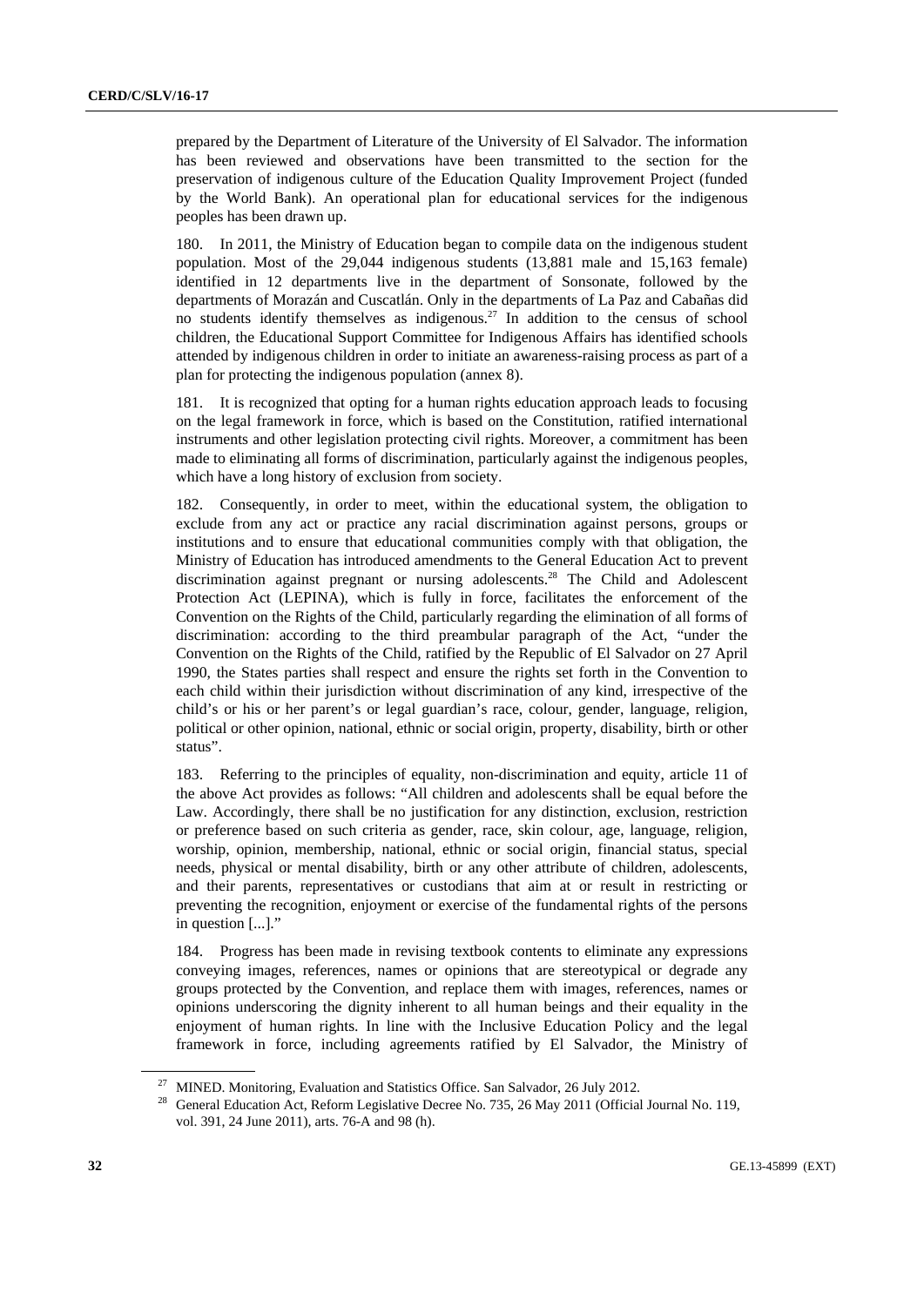prepared by the Department of Literature of the University of El Salvador. The information has been reviewed and observations have been transmitted to the section for the preservation of indigenous culture of the Education Quality Improvement Project (funded by the World Bank). An operational plan for educational services for the indigenous peoples has been drawn up.

180. In 2011, the Ministry of Education began to compile data on the indigenous student population. Most of the 29,044 indigenous students (13,881 male and 15,163 female) identified in 12 departments live in the department of Sonsonate, followed by the departments of Morazán and Cuscatlán. Only in the departments of La Paz and Cabañas did no students identify themselves as indigenous.[27] In addition to the census of school children, the Educational Support Committee for Indigenous Affairs has identified schools attended by indigenous children in order to initiate an awareness-raising process as part of a plan for protecting the indigenous population (annex 8).

181. It is recognized that opting for a human rights education approach leads to focusing on the legal framework in force, which is based on the Constitution, ratified international instruments and other legislation protecting civil rights. Moreover, a commitment has been made to eliminating all forms of discrimination, particularly against the indigenous peoples, which have a long history of exclusion from society.

182. Consequently, in order to meet, within the educational system, the obligation to exclude from any act or practice any racial discrimination against persons, groups or institutions and to ensure that educational communities comply with that obligation, the Ministry of Education has introduced amendments to the General Education Act to prevent discrimination against pregnant or nursing adolescents.[28] The Child and Adolescent Protection Act (LEPINA), which is fully in force, facilitates the enforcement of the Convention on the Rights of the Child, particularly regarding the elimination of all forms of discrimination: according to the third preambular paragraph of the Act, "under the Convention on the Rights of the Child, ratified by the Republic of El Salvador on 27 April 1990, the States parties shall respect and ensure the rights set forth in the Convention to each child within their jurisdiction without discrimination of any kind, irrespective of the child's or his or her parent's or legal guardian's race, colour, gender, language, religion, political or other opinion, national, ethnic or social origin, property, disability, birth or other status".

183. Referring to the principles of equality, non-discrimination and equity, article 11 of the above Act provides as follows: "All children and adolescents shall be equal before the Law. Accordingly, there shall be no justification for any distinction, exclusion, restriction or preference based on such criteria as gender, race, skin colour, age, language, religion, worship, opinion, membership, national, ethnic or social origin, financial status, special needs, physical or mental disability, birth or any other attribute of children, adolescents, and their parents, representatives or custodians that aim at or result in restricting or preventing the recognition, enjoyment or exercise of the fundamental rights of the persons in question [...]."

184. Progress has been made in revising textbook contents to eliminate any expressions conveying images, references, names or opinions that are stereotypical or degrade any groups protected by the Convention, and replace them with images, references, names or opinions underscoring the dignity inherent to all human beings and their equality in the enjoyment of human rights. In line with the Inclusive Education Policy and the legal framework in force, including agreements ratified by El Salvador, the Ministry of

[27] MINED. Monitoring, Evaluation and Statistics Office. San Salvador, 26 July 2012.

[28] General Education Act, Reform Legislative Decree No. 735, 26 May 2011 (Official Journal No. 119, vol. 391, 24 June 2011), arts. 76-A and 98 (h).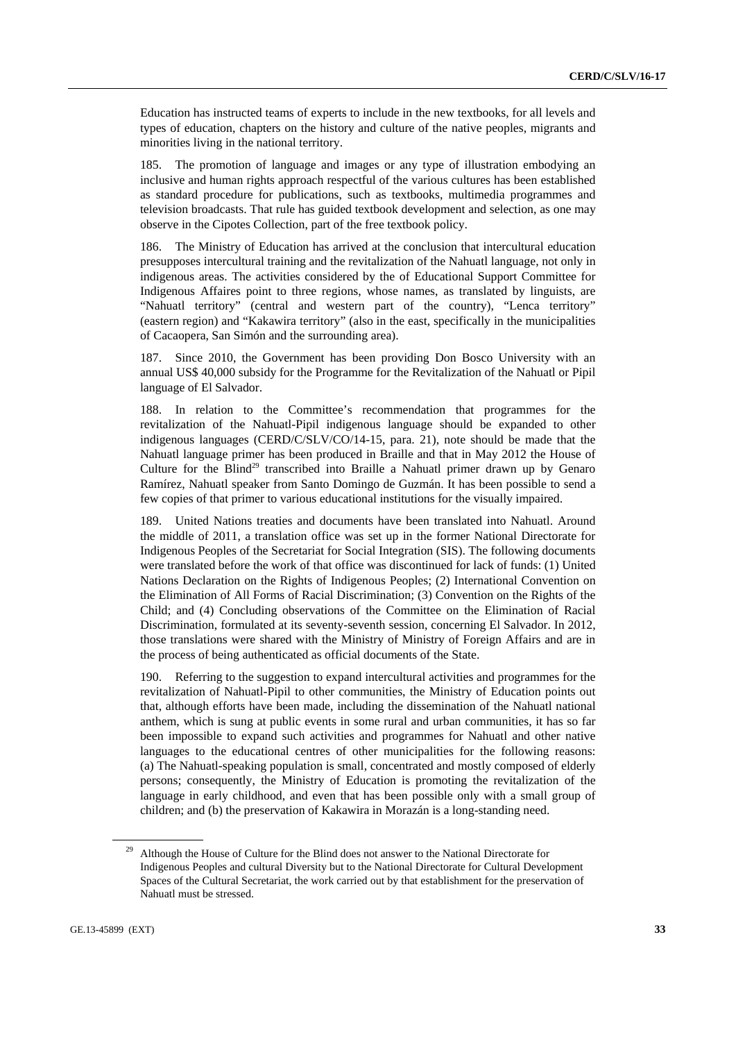Education has instructed teams of experts to include in the new textbooks, for all levels and types of education, chapters on the history and culture of the native peoples, migrants and minorities living in the national territory.

185. The promotion of language and images or any type of illustration embodying an inclusive and human rights approach respectful of the various cultures has been established as standard procedure for publications, such as textbooks, multimedia programmes and television broadcasts. That rule has guided textbook development and selection, as one may observe in the Cipotes Collection, part of the free textbook policy.

186. The Ministry of Education has arrived at the conclusion that intercultural education presupposes intercultural training and the revitalization of the Nahuatl language, not only in indigenous areas. The activities considered by the of Educational Support Committee for Indigenous Affaires point to three regions, whose names, as translated by linguists, are "Nahuatl territory" (central and western part of the country), "Lenca territory" (eastern region) and "Kakawira territory" (also in the east, specifically in the municipalities of Cacaopera, San Simón and the surrounding area).

187. Since 2010, the Government has been providing Don Bosco University with an annual US$ 40,000 subsidy for the Programme for the Revitalization of the Nahuatl or Pipil language of El Salvador.

188. In relation to the Committee's recommendation that programmes for the revitalization of the Nahuatl-Pipil indigenous language should be expanded to other indigenous languages (CERD/C/SLV/CO/14-15, para. 21), note should be made that the Nahuatl language primer has been produced in Braille and that in May 2012 the House of Culture for the Blind[29] transcribed into Braille a Nahuatl primer drawn up by Genaro Ramírez, Nahuatl speaker from Santo Domingo de Guzmán. It has been possible to send a few copies of that primer to various educational institutions for the visually impaired.

189. United Nations treaties and documents have been translated into Nahuatl. Around the middle of 2011, a translation office was set up in the former National Directorate for Indigenous Peoples of the Secretariat for Social Integration (SIS). The following documents were translated before the work of that office was discontinued for lack of funds: (1) United Nations Declaration on the Rights of Indigenous Peoples; (2) International Convention on the Elimination of All Forms of Racial Discrimination; (3) Convention on the Rights of the Child; and (4) Concluding observations of the Committee on the Elimination of Racial Discrimination, formulated at its seventy-seventh session, concerning El Salvador. In 2012, those translations were shared with the Ministry of Ministry of Foreign Affairs and are in the process of being authenticated as official documents of the State.

190. Referring to the suggestion to expand intercultural activities and programmes for the revitalization of Nahuatl-Pipil to other communities, the Ministry of Education points out that, although efforts have been made, including the dissemination of the Nahuatl national anthem, which is sung at public events in some rural and urban communities, it has so far been impossible to expand such activities and programmes for Nahuatl and other native languages to the educational centres of other municipalities for the following reasons: (a) The Nahuatl-speaking population is small, concentrated and mostly composed of elderly persons; consequently, the Ministry of Education is promoting the revitalization of the language in early childhood, and even that has been possible only with a small group of children; and (b) the preservation of Kakawira in Morazán is a long-standing need.

[29] Although the House of Culture for the Blind does not answer to the National Directorate for Indigenous Peoples and cultural Diversity but to the National Directorate for Cultural Development Spaces of the Cultural Secretariat, the work carried out by that establishment for the preservation of Nahuatl must be stressed.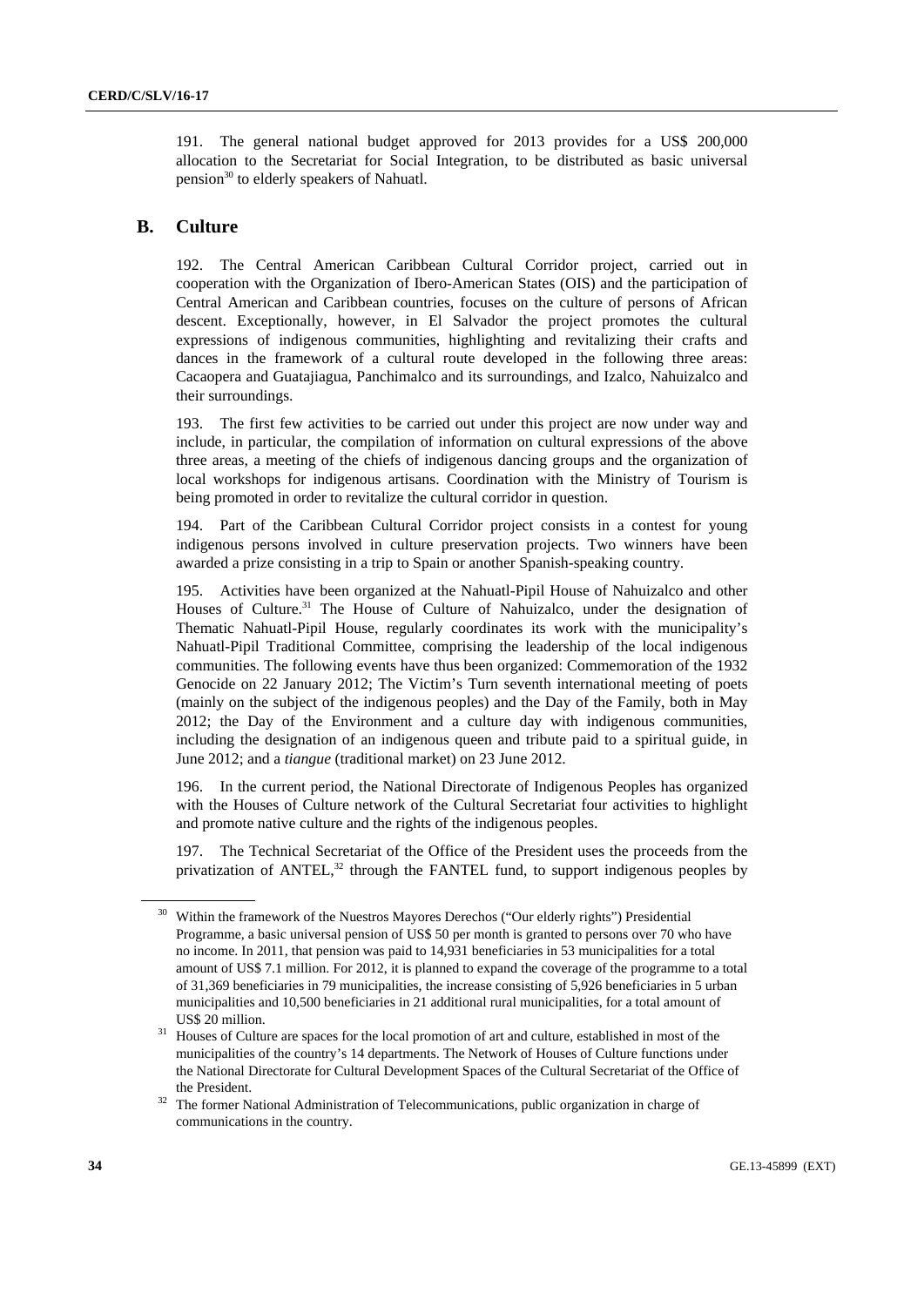191. The general national budget approved for 2013 provides for a US$ 200,000 allocation to the Secretariat for Social Integration, to be distributed as basic universal pension[30] to elderly speakers of Nahuatl.

## B. Culture

192. The Central American Caribbean Cultural Corridor project, carried out in cooperation with the Organization of Ibero-American States (OIS) and the participation of Central American and Caribbean countries, focuses on the culture of persons of African descent. Exceptionally, however, in El Salvador the project promotes the cultural expressions of indigenous communities, highlighting and revitalizing their crafts and dances in the framework of a cultural route developed in the following three areas: Cacaopera and Guatajiagua, Panchimalco and its surroundings, and Izalco, Nahuizalco and their surroundings.

193. The first few activities to be carried out under this project are now under way and include, in particular, the compilation of information on cultural expressions of the above three areas, a meeting of the chiefs of indigenous dancing groups and the organization of local workshops for indigenous artisans. Coordination with the Ministry of Tourism is being promoted in order to revitalize the cultural corridor in question.

194. Part of the Caribbean Cultural Corridor project consists in a contest for young indigenous persons involved in culture preservation projects. Two winners have been awarded a prize consisting in a trip to Spain or another Spanish-speaking country.

195. Activities have been organized at the Nahuatl-Pipil House of Nahuizalco and other Houses of Culture.[31] The House of Culture of Nahuizalco, under the designation of Thematic Nahuatl-Pipil House, regularly coordinates its work with the municipality's Nahuatl-Pipil Traditional Committee, comprising the leadership of the local indigenous communities. The following events have thus been organized: Commemoration of the 1932 Genocide on 22 January 2012; The Victim's Turn seventh international meeting of poets (mainly on the subject of the indigenous peoples) and the Day of the Family, both in May 2012; the Day of the Environment and a culture day with indigenous communities, including the designation of an indigenous queen and tribute paid to a spiritual guide, in June 2012; and a *tiangue* (traditional market) on 23 June 2012.

196. In the current period, the National Directorate of Indigenous Peoples has organized with the Houses of Culture network of the Cultural Secretariat four activities to highlight and promote native culture and the rights of the indigenous peoples.

197. The Technical Secretariat of the Office of the President uses the proceeds from the privatization of ANTEL,[32] through the FANTEL fund, to support indigenous peoples by

---

[30] Within the framework of the Nuestros Mayores Derechos ("Our elderly rights") Presidential Programme, a basic universal pension of US$ 50 per month is granted to persons over 70 who have no income. In 2011, that pension was paid to 14,931 beneficiaries in 53 municipalities for a total amount of US$ 7.1 million. For 2012, it is planned to expand the coverage of the programme to a total of 31,369 beneficiaries in 79 municipalities, the increase consisting of 5,926 beneficiaries in 5 urban municipalities and 10,500 beneficiaries in 21 additional rural municipalities, for a total amount of US$ 20 million.

[31] Houses of Culture are spaces for the local promotion of art and culture, established in most of the municipalities of the country's 14 departments. The Network of Houses of Culture functions under the National Directorate for Cultural Development Spaces of the Cultural Secretariat of the Office of the President.

[32] The former National Administration of Telecommunications, public organization in charge of communications in the country.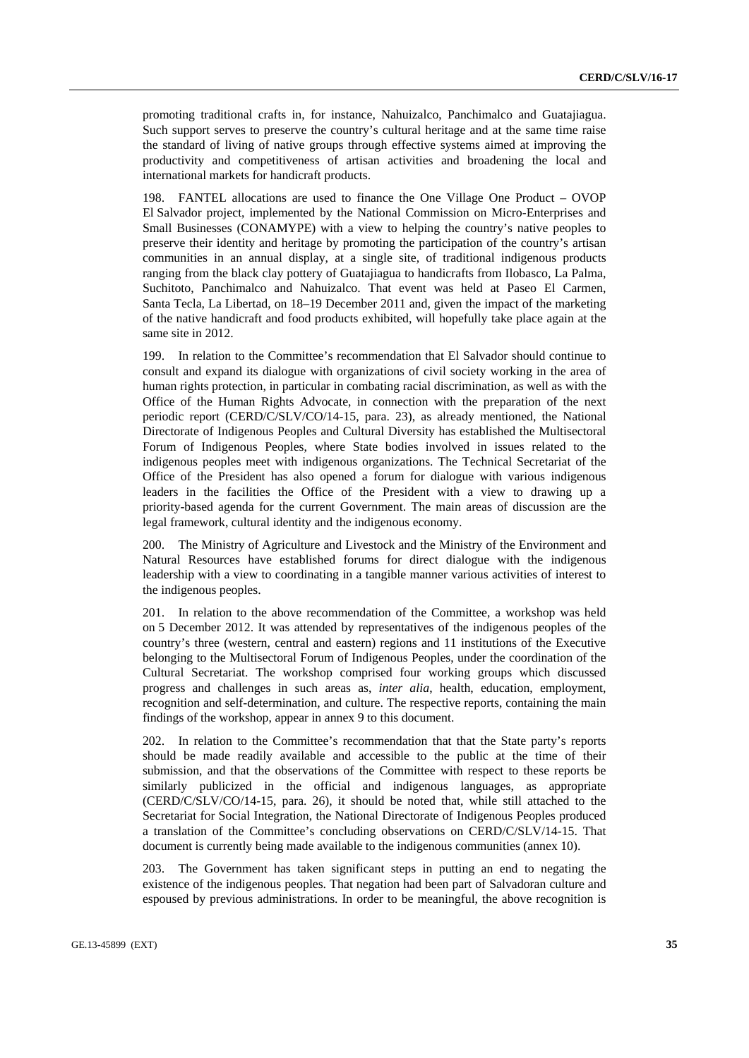promoting traditional crafts in, for instance, Nahuizalco, Panchimalco and Guatajiagua. Such support serves to preserve the country's cultural heritage and at the same time raise the standard of living of native groups through effective systems aimed at improving the productivity and competitiveness of artisan activities and broadening the local and international markets for handicraft products.

198. FANTEL allocations are used to finance the One Village One Product – OVOP El Salvador project, implemented by the National Commission on Micro-Enterprises and Small Businesses (CONAMYPE) with a view to helping the country's native peoples to preserve their identity and heritage by promoting the participation of the country's artisan communities in an annual display, at a single site, of traditional indigenous products ranging from the black clay pottery of Guatajiagua to handicrafts from Ilobasco, La Palma, Suchitoto, Panchimalco and Nahuizalco. That event was held at Paseo El Carmen, Santa Tecla, La Libertad, on 18–19 December 2011 and, given the impact of the marketing of the native handicraft and food products exhibited, will hopefully take place again at the same site in 2012.

199. In relation to the Committee's recommendation that El Salvador should continue to consult and expand its dialogue with organizations of civil society working in the area of human rights protection, in particular in combating racial discrimination, as well as with the Office of the Human Rights Advocate, in connection with the preparation of the next periodic report (CERD/C/SLV/CO/14-15, para. 23), as already mentioned, the National Directorate of Indigenous Peoples and Cultural Diversity has established the Multisectoral Forum of Indigenous Peoples, where State bodies involved in issues related to the indigenous peoples meet with indigenous organizations. The Technical Secretariat of the Office of the President has also opened a forum for dialogue with various indigenous leaders in the facilities the Office of the President with a view to drawing up a priority-based agenda for the current Government. The main areas of discussion are the legal framework, cultural identity and the indigenous economy.

200. The Ministry of Agriculture and Livestock and the Ministry of the Environment and Natural Resources have established forums for direct dialogue with the indigenous leadership with a view to coordinating in a tangible manner various activities of interest to the indigenous peoples.

201. In relation to the above recommendation of the Committee, a workshop was held on 5 December 2012. It was attended by representatives of the indigenous peoples of the country's three (western, central and eastern) regions and 11 institutions of the Executive belonging to the Multisectoral Forum of Indigenous Peoples, under the coordination of the Cultural Secretariat. The workshop comprised four working groups which discussed progress and challenges in such areas as, *inter alia*, health, education, employment, recognition and self-determination, and culture. The respective reports, containing the main findings of the workshop, appear in annex 9 to this document.

202. In relation to the Committee's recommendation that that the State party's reports should be made readily available and accessible to the public at the time of their submission, and that the observations of the Committee with respect to these reports be similarly publicized in the official and indigenous languages, as appropriate (CERD/C/SLV/CO/14-15, para. 26), it should be noted that, while still attached to the Secretariat for Social Integration, the National Directorate of Indigenous Peoples produced a translation of the Committee's concluding observations on CERD/C/SLV/14-15. That document is currently being made available to the indigenous communities (annex 10).

203. The Government has taken significant steps in putting an end to negating the existence of the indigenous peoples. That negation had been part of Salvadoran culture and espoused by previous administrations. In order to be meaningful, the above recognition is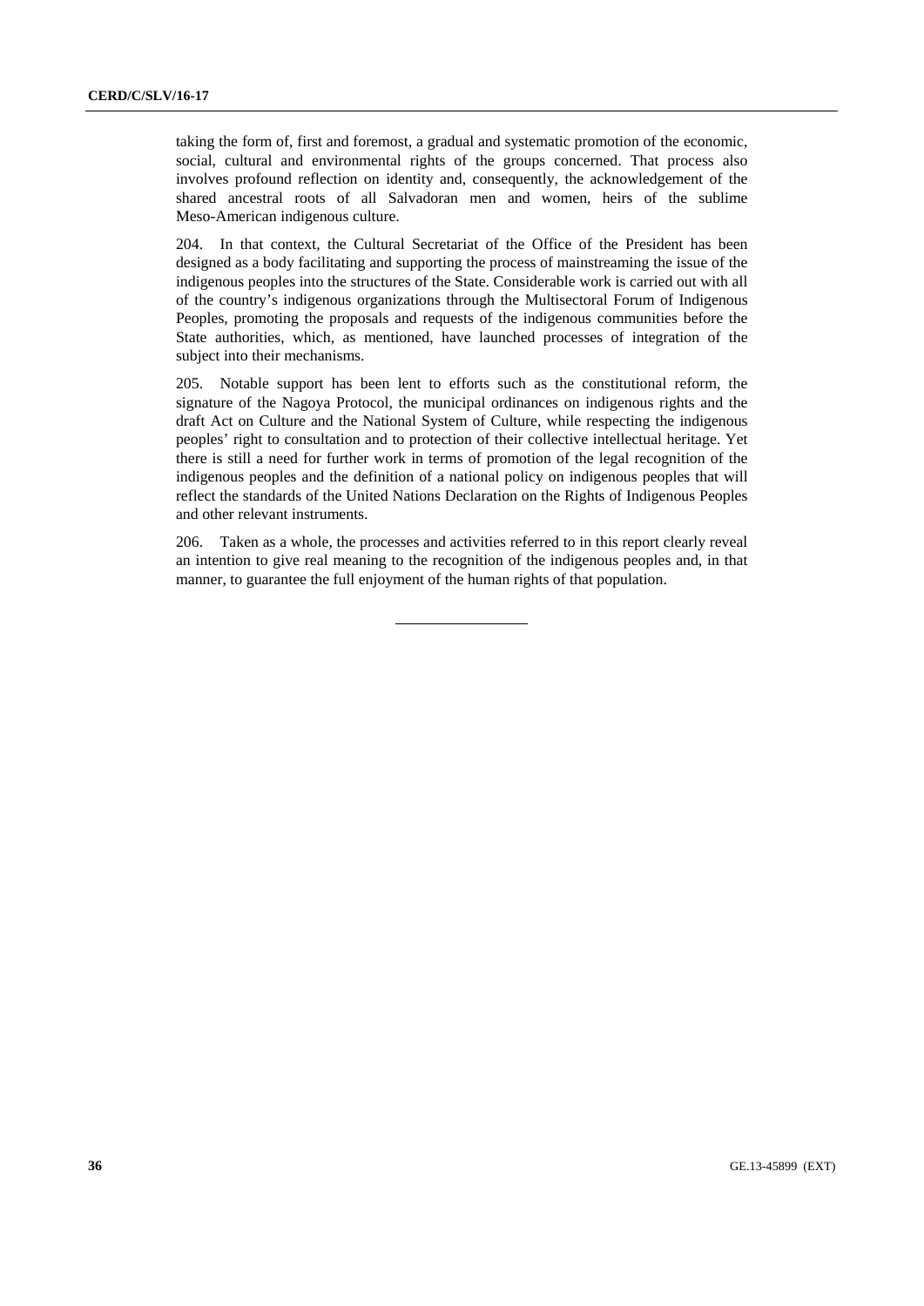taking the form of, first and foremost, a gradual and systematic promotion of the economic, social, cultural and environmental rights of the groups concerned. That process also involves profound reflection on identity and, consequently, the acknowledgement of the shared ancestral roots of all Salvadoran men and women, heirs of the sublime Meso-American indigenous culture.

204. In that context, the Cultural Secretariat of the Office of the President has been designed as a body facilitating and supporting the process of mainstreaming the issue of the indigenous peoples into the structures of the State. Considerable work is carried out with all of the country's indigenous organizations through the Multisectoral Forum of Indigenous Peoples, promoting the proposals and requests of the indigenous communities before the State authorities, which, as mentioned, have launched processes of integration of the subject into their mechanisms.

205. Notable support has been lent to efforts such as the constitutional reform, the signature of the Nagoya Protocol, the municipal ordinances on indigenous rights and the draft Act on Culture and the National System of Culture, while respecting the indigenous peoples' right to consultation and to protection of their collective intellectual heritage. Yet there is still a need for further work in terms of promotion of the legal recognition of the indigenous peoples and the definition of a national policy on indigenous peoples that will reflect the standards of the United Nations Declaration on the Rights of Indigenous Peoples and other relevant instruments.

206. Taken as a whole, the processes and activities referred to in this report clearly reveal an intention to give real meaning to the recognition of the indigenous peoples and, in that manner, to guarantee the full enjoyment of the human rights of that population.